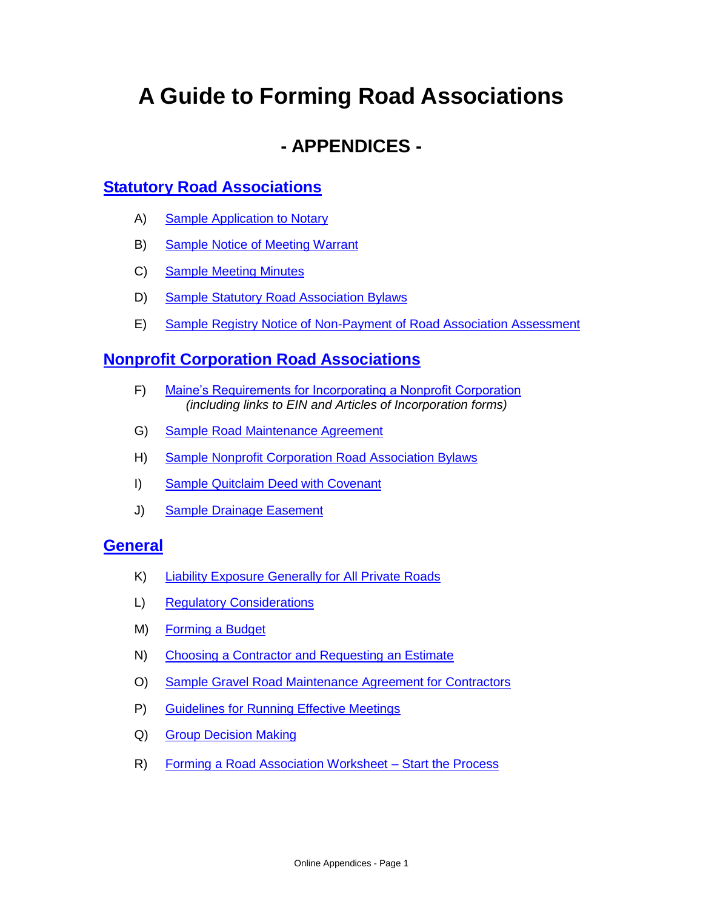# A Guide to Forming Road Associations

## - APPENDICES -

### Statutory Road Associations

A) Sample Application to Notary

B) Sample Notice of Meeting Warrant

C) Sample Meeting Minutes

D) Sample Statutory Road Association Bylaws

E) Sample Registry Notice of Non-Payment of Road Association Assessment

### Nonprofit Corporation Road Associations

F) Maine's Requirements for Incorporating a Nonprofit Corporation
*(including links to EIN and Articles of Incorporation forms)*

G) Sample Road Maintenance Agreement

H) Sample Nonprofit Corporation Road Association Bylaws

I) Sample Quitclaim Deed with Covenant

J) Sample Drainage Easement

### General

K) Liability Exposure Generally for All Private Roads

L) Regulatory Considerations

M) Forming a Budget

N) Choosing a Contractor and Requesting an Estimate

O) Sample Gravel Road Maintenance Agreement for Contractors

P) Guidelines for Running Effective Meetings

Q) Group Decision Making

R) Forming a Road Association Worksheet – Start the Process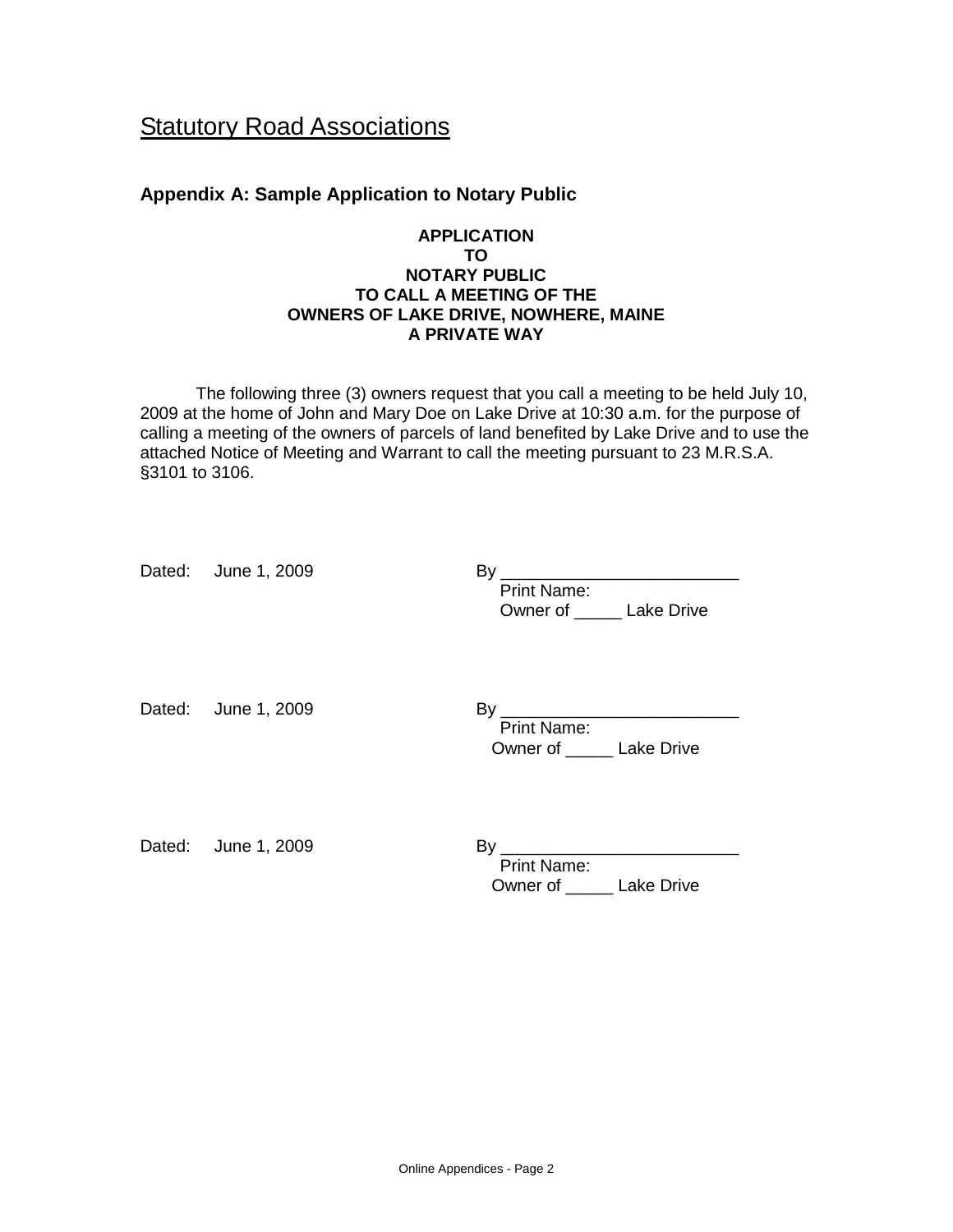# Statutory Road Associations

## Appendix A: Sample Application to Notary Public

**APPLICATION**
**TO**
**NOTARY PUBLIC**
**TO CALL A MEETING OF THE**
**OWNERS OF LAKE DRIVE, NOWHERE, MAINE**
**A PRIVATE WAY**

The following three (3) owners request that you call a meeting to be held July 10, 2009 at the home of John and Mary Doe on Lake Drive at 10:30 a.m. for the purpose of calling a meeting of the owners of parcels of land benefited by Lake Drive and to use the attached Notice of Meeting and Warrant to call the meeting pursuant to 23 M.R.S.A. §3101 to 3106.

Dated: June 1, 2009

By _________________________
Print Name:
Owner of _____ Lake Drive

Dated: June 1, 2009

By _________________________
Print Name:
Owner of _____ Lake Drive

Dated: June 1, 2009

By _________________________
Print Name:
Owner of _____ Lake Drive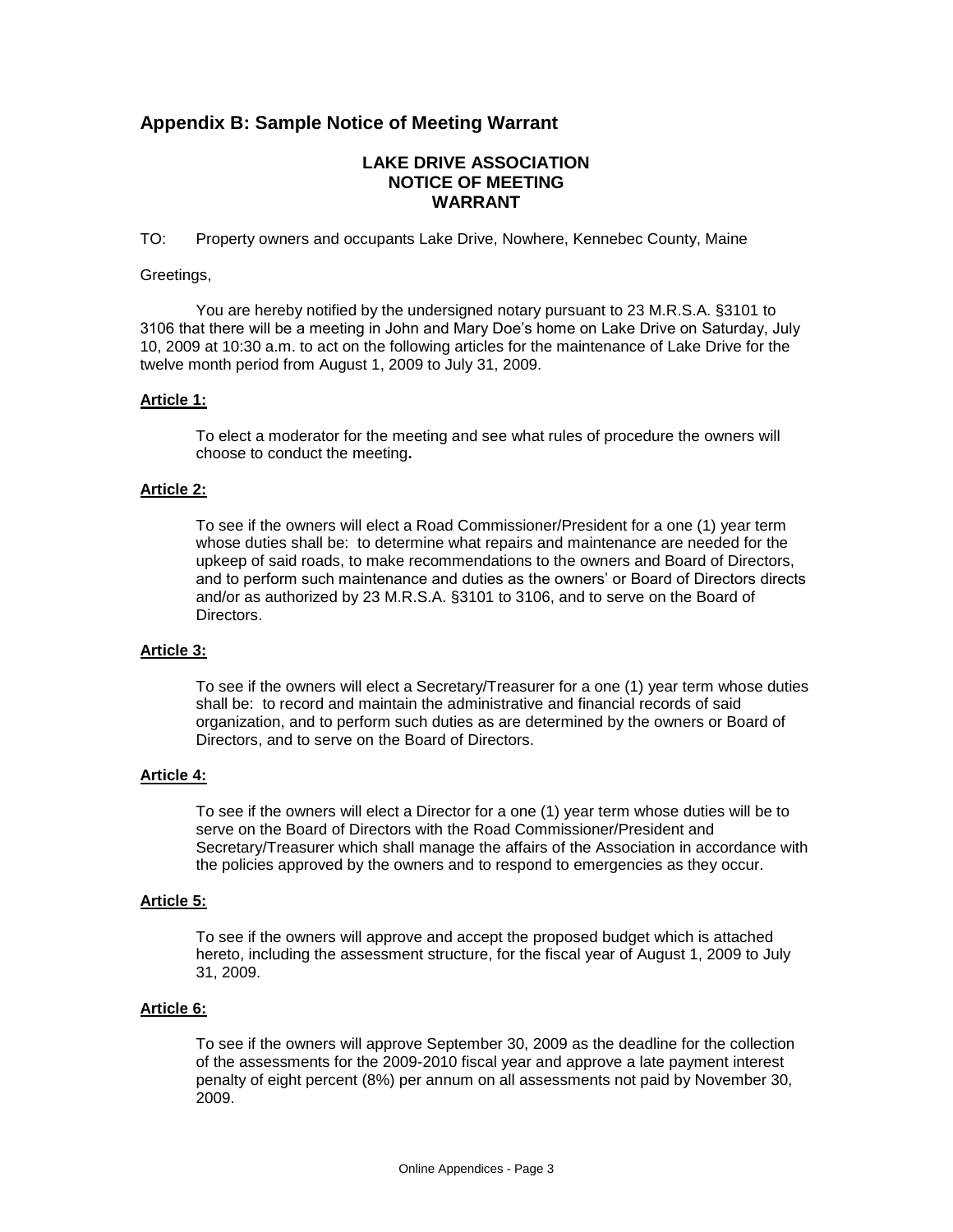## Appendix B: Sample Notice of Meeting Warrant

**LAKE DRIVE ASSOCIATION**
**NOTICE OF MEETING**
**WARRANT**

TO: Property owners and occupants Lake Drive, Nowhere, Kennebec County, Maine

Greetings,

You are hereby notified by the undersigned notary pursuant to 23 M.R.S.A. §3101 to 3106 that there will be a meeting in John and Mary Doe's home on Lake Drive on Saturday, July 10, 2009 at 10:30 a.m. to act on the following articles for the maintenance of Lake Drive for the twelve month period from August 1, 2009 to July 31, 2009.

**Article 1:**

To elect a moderator for the meeting and see what rules of procedure the owners will choose to conduct the meeting**.**

**Article 2:**

To see if the owners will elect a Road Commissioner/President for a one (1) year term whose duties shall be: to determine what repairs and maintenance are needed for the upkeep of said roads, to make recommendations to the owners and Board of Directors, and to perform such maintenance and duties as the owners' or Board of Directors directs and/or as authorized by 23 M.R.S.A. §3101 to 3106, and to serve on the Board of Directors.

**Article 3:**

To see if the owners will elect a Secretary/Treasurer for a one (1) year term whose duties shall be: to record and maintain the administrative and financial records of said organization, and to perform such duties as are determined by the owners or Board of Directors, and to serve on the Board of Directors.

**Article 4:**

To see if the owners will elect a Director for a one (1) year term whose duties will be to serve on the Board of Directors with the Road Commissioner/President and Secretary/Treasurer which shall manage the affairs of the Association in accordance with the policies approved by the owners and to respond to emergencies as they occur.

**Article 5:**

To see if the owners will approve and accept the proposed budget which is attached hereto, including the assessment structure, for the fiscal year of August 1, 2009 to July 31, 2009.

**Article 6:**

To see if the owners will approve September 30, 2009 as the deadline for the collection of the assessments for the 2009-2010 fiscal year and approve a late payment interest penalty of eight percent (8%) per annum on all assessments not paid by November 30, 2009.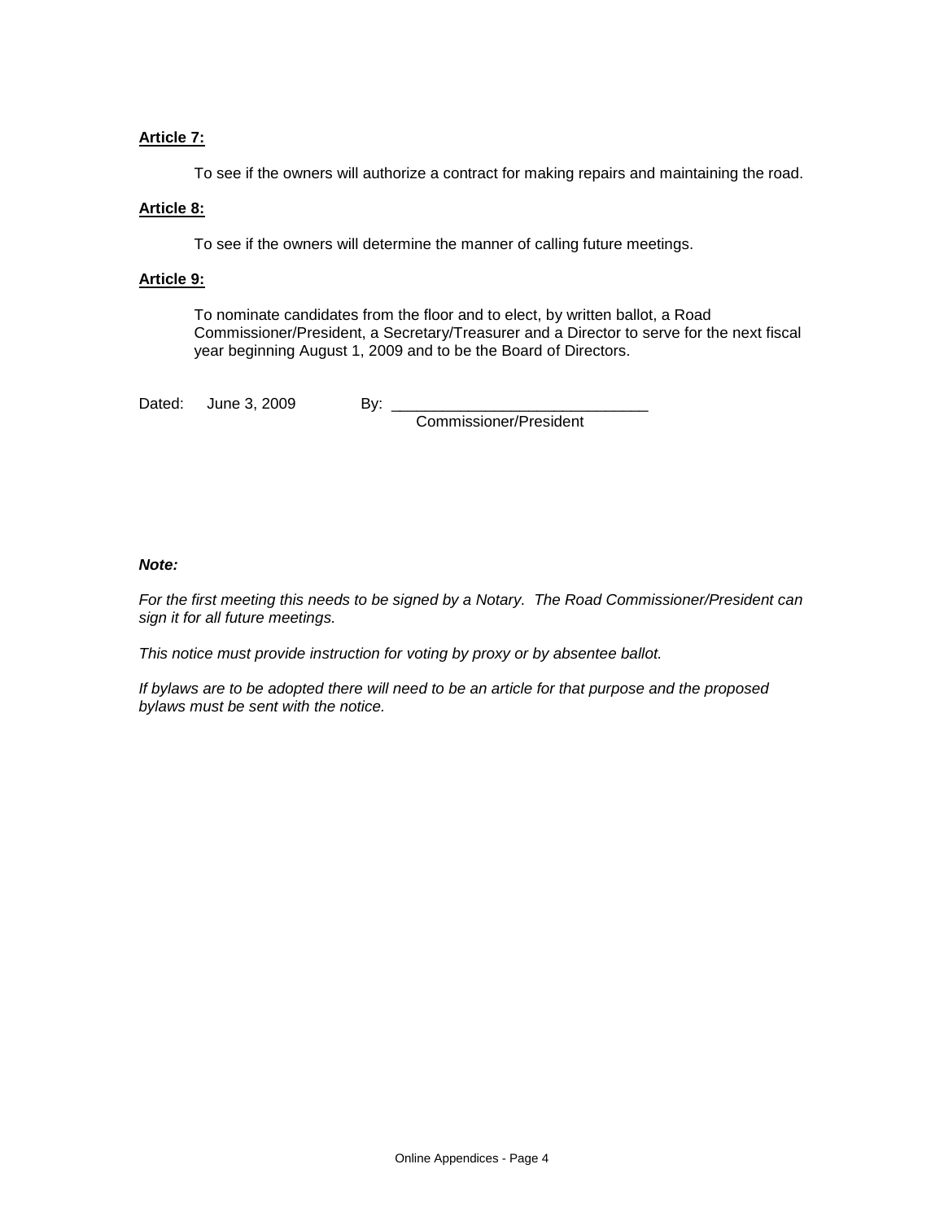**Article 7:**

To see if the owners will authorize a contract for making repairs and maintaining the road.

**Article 8:**

To see if the owners will determine the manner of calling future meetings.

**Article 9:**

To nominate candidates from the floor and to elect, by written ballot, a Road Commissioner/President, a Secretary/Treasurer and a Director to serve for the next fiscal year beginning August 1, 2009 and to be the Board of Directors.

Dated: June 3, 2009 By: ______________________________
Commissioner/President

***Note:***

*For the first meeting this needs to be signed by a Notary. The Road Commissioner/President can sign it for all future meetings.*

*This notice must provide instruction for voting by proxy or by absentee ballot.*

*If bylaws are to be adopted there will need to be an article for that purpose and the proposed bylaws must be sent with the notice.*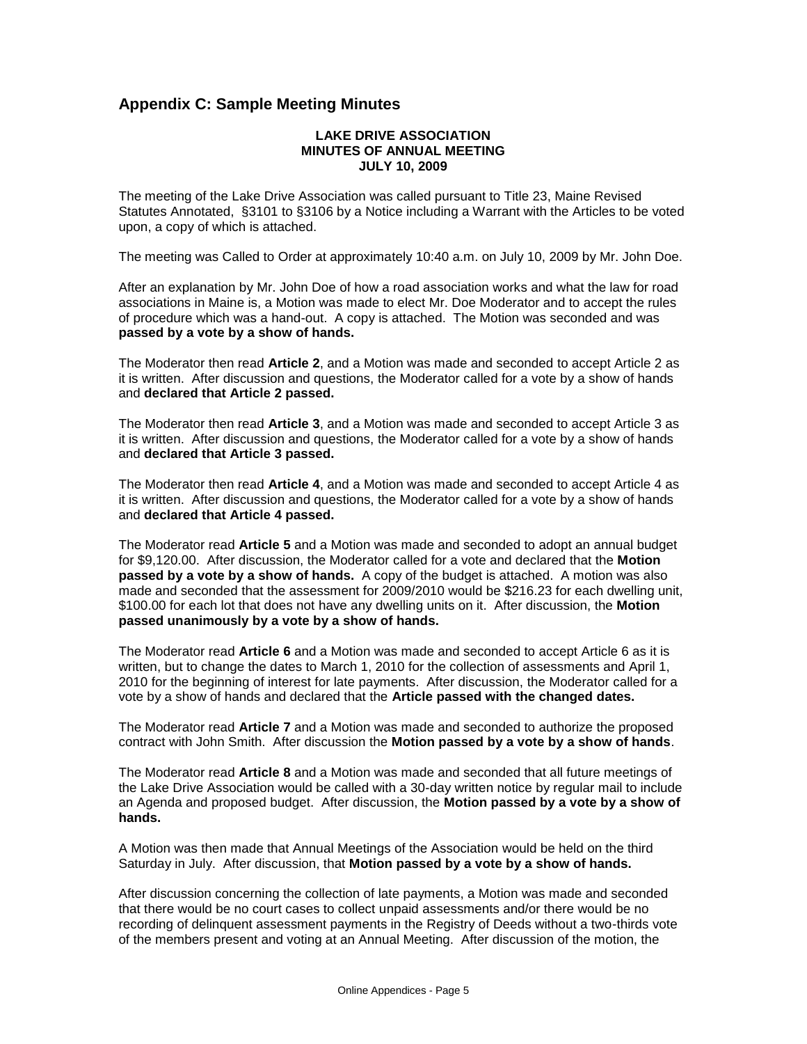## Appendix C: Sample Meeting Minutes

**LAKE DRIVE ASSOCIATION**
**MINUTES OF ANNUAL MEETING**
**JULY 10, 2009**

The meeting of the Lake Drive Association was called pursuant to Title 23, Maine Revised Statutes Annotated, §3101 to §3106 by a Notice including a Warrant with the Articles to be voted upon, a copy of which is attached.

The meeting was Called to Order at approximately 10:40 a.m. on July 10, 2009 by Mr. John Doe.

After an explanation by Mr. John Doe of how a road association works and what the law for road associations in Maine is, a Motion was made to elect Mr. Doe Moderator and to accept the rules of procedure which was a hand-out. A copy is attached. The Motion was seconded and was **passed by a vote by a show of hands.**

The Moderator then read **Article 2**, and a Motion was made and seconded to accept Article 2 as it is written. After discussion and questions, the Moderator called for a vote by a show of hands and **declared that Article 2 passed.**

The Moderator then read **Article 3**, and a Motion was made and seconded to accept Article 3 as it is written. After discussion and questions, the Moderator called for a vote by a show of hands and **declared that Article 3 passed.**

The Moderator then read **Article 4**, and a Motion was made and seconded to accept Article 4 as it is written. After discussion and questions, the Moderator called for a vote by a show of hands and **declared that Article 4 passed.**

The Moderator read **Article 5** and a Motion was made and seconded to adopt an annual budget for $9,120.00. After discussion, the Moderator called for a vote and declared that the **Motion passed by a vote by a show of hands.** A copy of the budget is attached. A motion was also made and seconded that the assessment for 2009/2010 would be $216.23 for each dwelling unit, $100.00 for each lot that does not have any dwelling units on it. After discussion, the **Motion passed unanimously by a vote by a show of hands.**

The Moderator read **Article 6** and a Motion was made and seconded to accept Article 6 as it is written, but to change the dates to March 1, 2010 for the collection of assessments and April 1, 2010 for the beginning of interest for late payments. After discussion, the Moderator called for a vote by a show of hands and declared that the **Article passed with the changed dates.**

The Moderator read **Article 7** and a Motion was made and seconded to authorize the proposed contract with John Smith. After discussion the **Motion passed by a vote by a show of hands**.

The Moderator read **Article 8** and a Motion was made and seconded that all future meetings of the Lake Drive Association would be called with a 30-day written notice by regular mail to include an Agenda and proposed budget. After discussion, the **Motion passed by a vote by a show of hands.**

A Motion was then made that Annual Meetings of the Association would be held on the third Saturday in July. After discussion, that **Motion passed by a vote by a show of hands.**

After discussion concerning the collection of late payments, a Motion was made and seconded that there would be no court cases to collect unpaid assessments and/or there would be no recording of delinquent assessment payments in the Registry of Deeds without a two-thirds vote of the members present and voting at an Annual Meeting. After discussion of the motion, the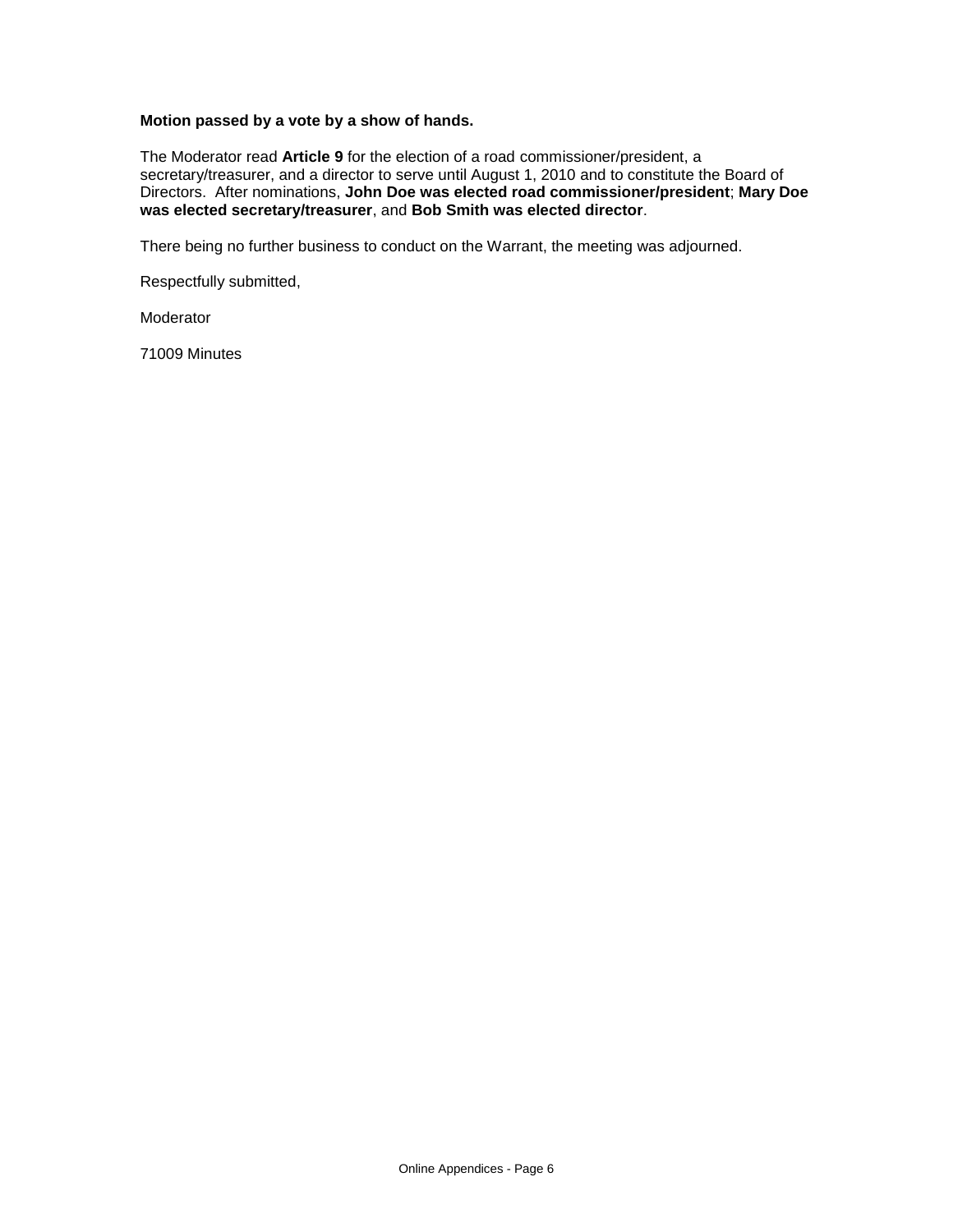**Motion passed by a vote by a show of hands.**

The Moderator read **Article 9** for the election of a road commissioner/president, a secretary/treasurer, and a director to serve until August 1, 2010 and to constitute the Board of Directors. After nominations, **John Doe was elected road commissioner/president**; **Mary Doe was elected secretary/treasurer**, and **Bob Smith was elected director**.

There being no further business to conduct on the Warrant, the meeting was adjourned.

Respectfully submitted,

Moderator

71009 Minutes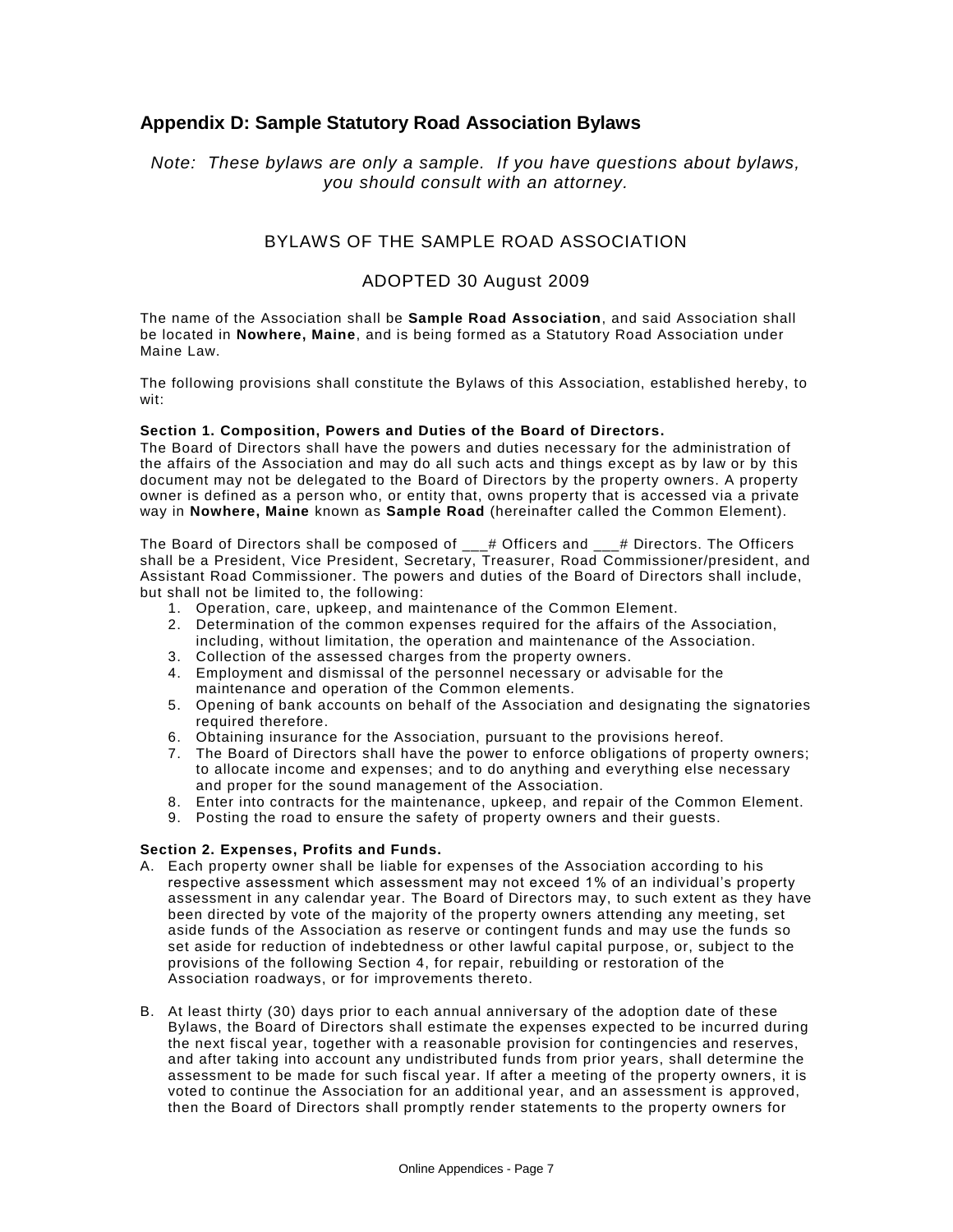## Appendix D: Sample Statutory Road Association Bylaws

*Note: These bylaws are only a sample. If you have questions about bylaws, you should consult with an attorney.*

BYLAWS OF THE SAMPLE ROAD ASSOCIATION

ADOPTED 30 August 2009

The name of the Association shall be **Sample Road Association**, and said Association shall be located in **Nowhere, Maine**, and is being formed as a Statutory Road Association under Maine Law.

The following provisions shall constitute the Bylaws of this Association, established hereby, to wit:

**Section 1. Composition, Powers and Duties of the Board of Directors.**
The Board of Directors shall have the powers and duties necessary for the administration of the affairs of the Association and may do all such acts and things except as by law or by this document may not be delegated to the Board of Directors by the property owners. A property owner is defined as a person who, or entity that, owns property that is accessed via a private way in **Nowhere, Maine** known as **Sample Road** (hereinafter called the Common Element).

The Board of Directors shall be composed of ___# Officers and ___# Directors. The Officers shall be a President, Vice President, Secretary, Treasurer, Road Commissioner/president, and Assistant Road Commissioner. The powers and duties of the Board of Directors shall include, but shall not be limited to, the following:

1. Operation, care, upkeep, and maintenance of the Common Element.
2. Determination of the common expenses required for the affairs of the Association, including, without limitation, the operation and maintenance of the Association.
3. Collection of the assessed charges from the property owners.
4. Employment and dismissal of the personnel necessary or advisable for the maintenance and operation of the Common elements.
5. Opening of bank accounts on behalf of the Association and designating the signatories required therefore.
6. Obtaining insurance for the Association, pursuant to the provisions hereof.
7. The Board of Directors shall have the power to enforce obligations of property owners; to allocate income and expenses; and to do anything and everything else necessary and proper for the sound management of the Association.
8. Enter into contracts for the maintenance, upkeep, and repair of the Common Element.
9. Posting the road to ensure the safety of property owners and their guests.

**Section 2. Expenses, Profits and Funds.**

A. Each property owner shall be liable for expenses of the Association according to his respective assessment which assessment may not exceed 1% of an individual's property assessment in any calendar year. The Board of Directors may, to such extent as they have been directed by vote of the majority of the property owners attending any meeting, set aside funds of the Association as reserve or contingent funds and may use the funds so set aside for reduction of indebtedness or other lawful capital purpose, or, subject to the provisions of the following Section 4, for repair, rebuilding or restoration of the Association roadways, or for improvements thereto.

B. At least thirty (30) days prior to each annual anniversary of the adoption date of these Bylaws, the Board of Directors shall estimate the expenses expected to be incurred during the next fiscal year, together with a reasonable provision for contingencies and reserves, and after taking into account any undistributed funds from prior years, shall determine the assessment to be made for such fiscal year. If after a meeting of the property owners, it is voted to continue the Association for an additional year, and an assessment is approved, then the Board of Directors shall promptly render statements to the property owners for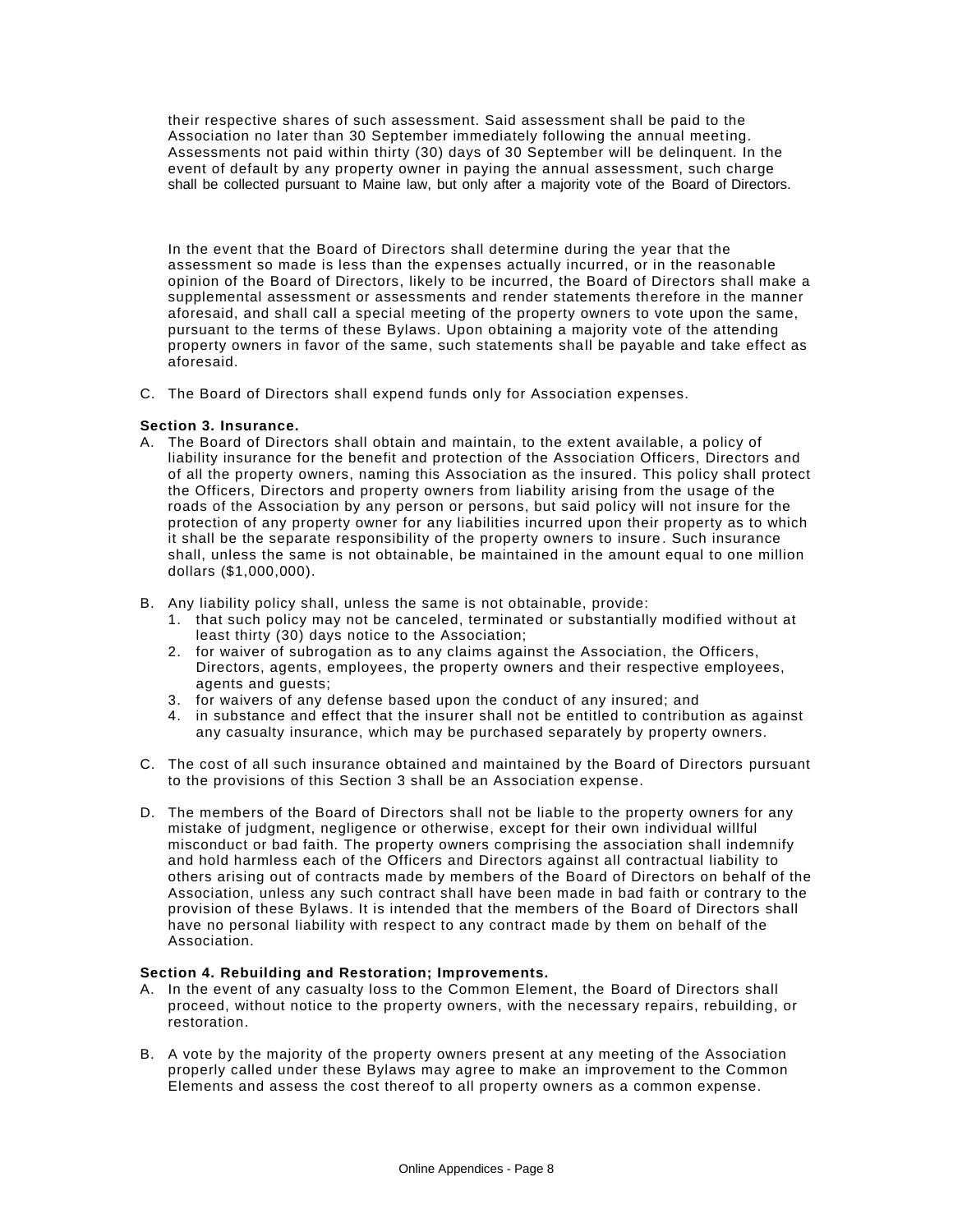their respective shares of such assessment. Said assessment shall be paid to the Association no later than 30 September immediately following the annual meeting. Assessments not paid within thirty (30) days of 30 September will be delinquent. In the event of default by any property owner in paying the annual assessment, such charge shall be collected pursuant to Maine law, but only after a majority vote of the Board of Directors.

In the event that the Board of Directors shall determine during the year that the assessment so made is less than the expenses actually incurred, or in the reasonable opinion of the Board of Directors, likely to be incurred, the Board of Directors shall make a supplemental assessment or assessments and render statements therefore in the manner aforesaid, and shall call a special meeting of the property owners to vote upon the same, pursuant to the terms of these Bylaws. Upon obtaining a majority vote of the attending property owners in favor of the same, such statements shall be payable and take effect as aforesaid.

C. The Board of Directors shall expend funds only for Association expenses.

**Section 3. Insurance.**

A. The Board of Directors shall obtain and maintain, to the extent available, a policy of liability insurance for the benefit and protection of the Association Officers, Directors and of all the property owners, naming this Association as the insured. This policy shall protect the Officers, Directors and property owners from liability arising from the usage of the roads of the Association by any person or persons, but said policy will not insure for the protection of any property owner for any liabilities incurred upon their property as to which it shall be the separate responsibility of the property owners to insure. Such insurance shall, unless the same is not obtainable, be maintained in the amount equal to one million dollars ($1,000,000).

B. Any liability policy shall, unless the same is not obtainable, provide:
   1. that such policy may not be canceled, terminated or substantially modified without at least thirty (30) days notice to the Association;
   2. for waiver of subrogation as to any claims against the Association, the Officers, Directors, agents, employees, the property owners and their respective employees, agents and guests;
   3. for waivers of any defense based upon the conduct of any insured; and
   4. in substance and effect that the insurer shall not be entitled to contribution as against any casualty insurance, which may be purchased separately by property owners.

C. The cost of all such insurance obtained and maintained by the Board of Directors pursuant to the provisions of this Section 3 shall be an Association expense.

D. The members of the Board of Directors shall not be liable to the property owners for any mistake of judgment, negligence or otherwise, except for their own individual willful misconduct or bad faith. The property owners comprising the association shall indemnify and hold harmless each of the Officers and Directors against all contractual liability to others arising out of contracts made by members of the Board of Directors on behalf of the Association, unless any such contract shall have been made in bad faith or contrary to the provision of these Bylaws. It is intended that the members of the Board of Directors shall have no personal liability with respect to any contract made by them on behalf of the Association.

**Section 4. Rebuilding and Restoration; Improvements.**

A. In the event of any casualty loss to the Common Element, the Board of Directors shall proceed, without notice to the property owners, with the necessary repairs, rebuilding, or restoration.

B. A vote by the majority of the property owners present at any meeting of the Association properly called under these Bylaws may agree to make an improvement to the Common Elements and assess the cost thereof to all property owners as a common expense.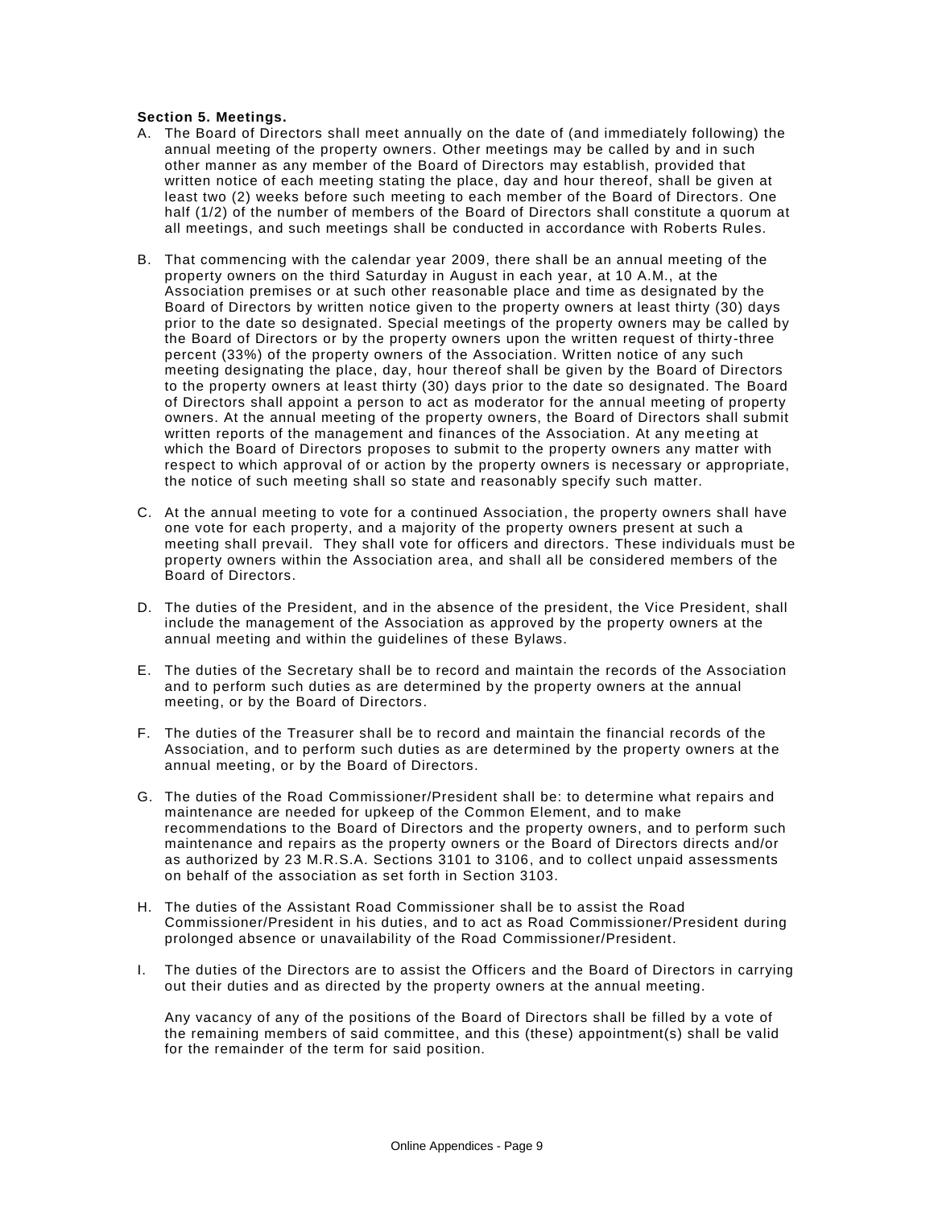**Section 5. Meetings.**

A. The Board of Directors shall meet annually on the date of (and immediately following) the annual meeting of the property owners. Other meetings may be called by and in such other manner as any member of the Board of Directors may establish, provided that written notice of each meeting stating the place, day and hour thereof, shall be given at least two (2) weeks before such meeting to each member of the Board of Directors. One half (1/2) of the number of members of the Board of Directors shall constitute a quorum at all meetings, and such meetings shall be conducted in accordance with Roberts Rules.

B. That commencing with the calendar year 2009, there shall be an annual meeting of the property owners on the third Saturday in August in each year, at 10 A.M., at the Association premises or at such other reasonable place and time as designated by the Board of Directors by written notice given to the property owners at least thirty (30) days prior to the date so designated. Special meetings of the property owners may be called by the Board of Directors or by the property owners upon the written request of thirty-three percent (33%) of the property owners of the Association. Written notice of any such meeting designating the place, day, hour thereof shall be given by the Board of Directors to the property owners at least thirty (30) days prior to the date so designated. The Board of Directors shall appoint a person to act as moderator for the annual meeting of property owners. At the annual meeting of the property owners, the Board of Directors shall submit written reports of the management and finances of the Association. At any meeting at which the Board of Directors proposes to submit to the property owners any matter with respect to which approval of or action by the property owners is necessary or appropriate, the notice of such meeting shall so state and reasonably specify such matter.

C. At the annual meeting to vote for a continued Association, the property owners shall have one vote for each property, and a majority of the property owners present at such a meeting shall prevail. They shall vote for officers and directors. These individuals must be property owners within the Association area, and shall all be considered members of the Board of Directors.

D. The duties of the President, and in the absence of the president, the Vice President, shall include the management of the Association as approved by the property owners at the annual meeting and within the guidelines of these Bylaws.

E. The duties of the Secretary shall be to record and maintain the records of the Association and to perform such duties as are determined by the property owners at the annual meeting, or by the Board of Directors.

F. The duties of the Treasurer shall be to record and maintain the financial records of the Association, and to perform such duties as are determined by the property owners at the annual meeting, or by the Board of Directors.

G. The duties of the Road Commissioner/President shall be: to determine what repairs and maintenance are needed for upkeep of the Common Element, and to make recommendations to the Board of Directors and the property owners, and to perform such maintenance and repairs as the property owners or the Board of Directors directs and/or as authorized by 23 M.R.S.A. Sections 3101 to 3106, and to collect unpaid assessments on behalf of the association as set forth in Section 3103.

H. The duties of the Assistant Road Commissioner shall be to assist the Road Commissioner/President in his duties, and to act as Road Commissioner/President during prolonged absence or unavailability of the Road Commissioner/President.

I. The duties of the Directors are to assist the Officers and the Board of Directors in carrying out their duties and as directed by the property owners at the annual meeting.

Any vacancy of any of the positions of the Board of Directors shall be filled by a vote of the remaining members of said committee, and this (these) appointment(s) shall be valid for the remainder of the term for said position.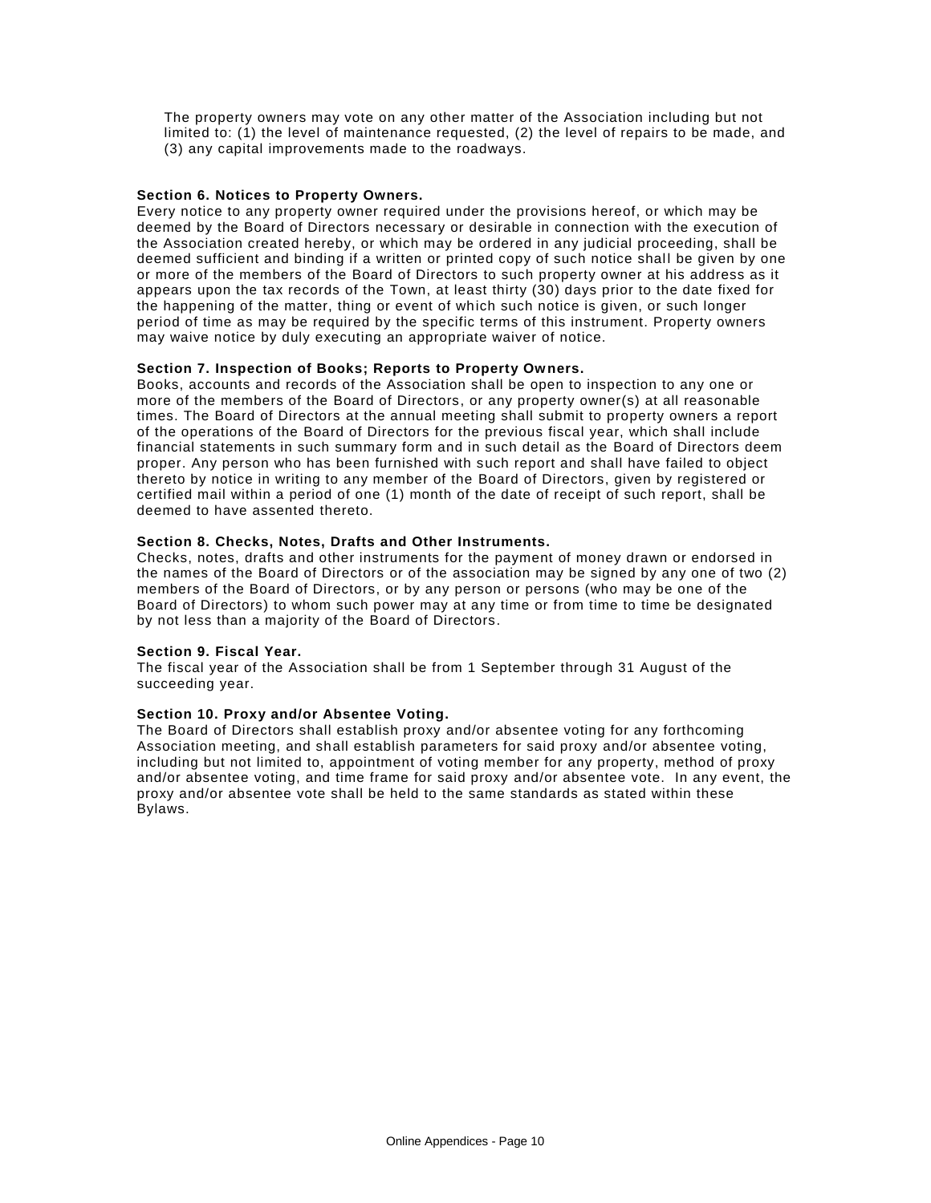The property owners may vote on any other matter of the Association including but not limited to: (1) the level of maintenance requested, (2) the level of repairs to be made, and (3) any capital improvements made to the roadways.

**Section 6. Notices to Property Owners.**
Every notice to any property owner required under the provisions hereof, or which may be deemed by the Board of Directors necessary or desirable in connection with the execution of the Association created hereby, or which may be ordered in any judicial proceeding, shall be deemed sufficient and binding if a written or printed copy of such notice shall be given by one or more of the members of the Board of Directors to such property owner at his address as it appears upon the tax records of the Town, at least thirty (30) days prior to the date fixed for the happening of the matter, thing or event of which such notice is given, or such longer period of time as may be required by the specific terms of this instrument. Property owners may waive notice by duly executing an appropriate waiver of notice.

**Section 7. Inspection of Books; Reports to Property Owners.**
Books, accounts and records of the Association shall be open to inspection to any one or more of the members of the Board of Directors, or any property owner(s) at all reasonable times. The Board of Directors at the annual meeting shall submit to property owners a report of the operations of the Board of Directors for the previous fiscal year, which shall include financial statements in such summary form and in such detail as the Board of Directors deem proper. Any person who has been furnished with such report and shall have failed to object thereto by notice in writing to any member of the Board of Directors, given by registered or certified mail within a period of one (1) month of the date of receipt of such report, shall be deemed to have assented thereto.

**Section 8. Checks, Notes, Drafts and Other Instruments.**
Checks, notes, drafts and other instruments for the payment of money drawn or endorsed in the names of the Board of Directors or of the association may be signed by any one of two (2) members of the Board of Directors, or by any person or persons (who may be one of the Board of Directors) to whom such power may at any time or from time to time be designated by not less than a majority of the Board of Directors.

**Section 9. Fiscal Year.**
The fiscal year of the Association shall be from 1 September through 31 August of the succeeding year.

**Section 10. Proxy and/or Absentee Voting.**
The Board of Directors shall establish proxy and/or absentee voting for any forthcoming Association meeting, and shall establish parameters for said proxy and/or absentee voting, including but not limited to, appointment of voting member for any property, method of proxy and/or absentee voting, and time frame for said proxy and/or absentee vote. In any event, the proxy and/or absentee vote shall be held to the same standards as stated within these Bylaws.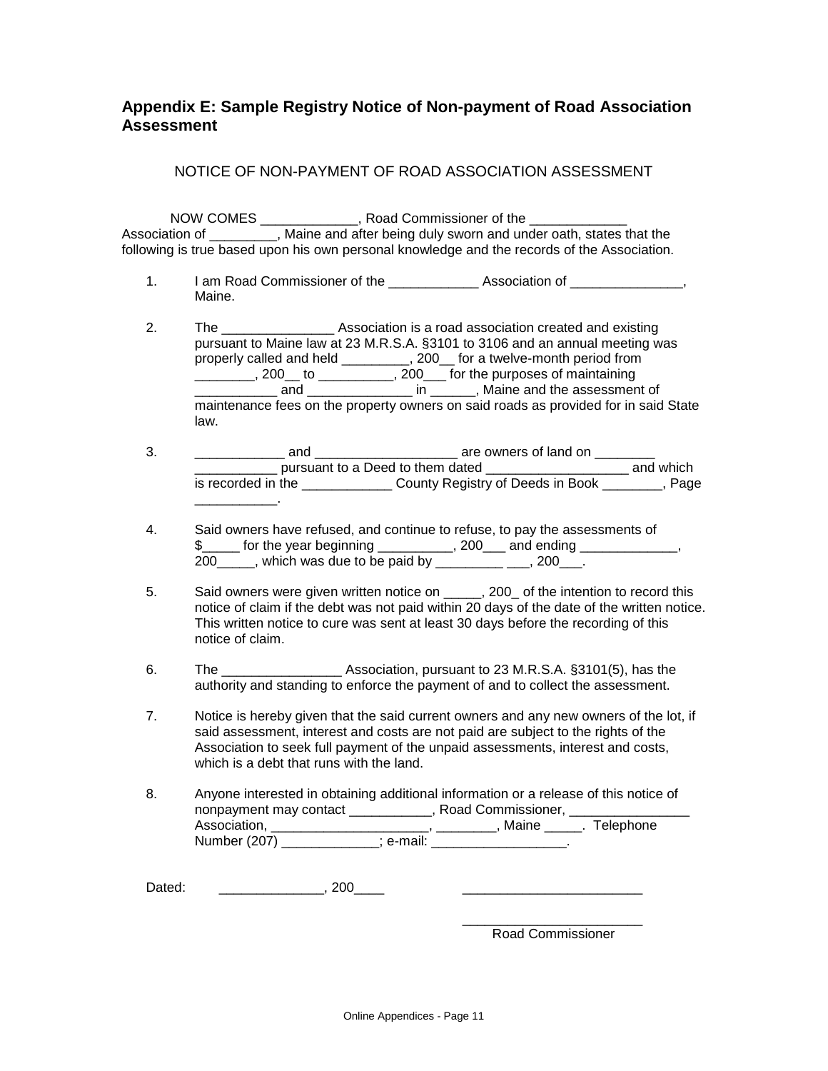## Appendix E: Sample Registry Notice of Non-payment of Road Association Assessment

NOTICE OF NON-PAYMENT OF ROAD ASSOCIATION ASSESSMENT

NOW COMES _____________, Road Commissioner of the _____________ Association of _________, Maine and after being duly sworn and under oath, states that the following is true based upon his own personal knowledge and the records of the Association.

1. I am Road Commissioner of the ____________ Association of _______________, Maine.

2. The _______________ Association is a road association created and existing pursuant to Maine law at 23 M.R.S.A. §3101 to 3106 and an annual meeting was properly called and held _________, 200__ for a twelve-month period from ________, 200__ to __________, 200___ for the purposes of maintaining ___________ and ______________ in ______, Maine and the assessment of maintenance fees on the property owners on said roads as provided for in said State law.

3. ____________ and ___________________ are owners of land on ________ ___________ pursuant to a Deed to them dated ___________________ and which is recorded in the ____________ County Registry of Deeds in Book ________, Page ___________.

4. Said owners have refused, and continue to refuse, to pay the assessments of $_____ for the year beginning __________, 200___ and ending _____________, 200_____, which was due to be paid by _________ ___, 200___.

5. Said owners were given written notice on _____, 200_ of the intention to record this notice of claim if the debt was not paid within 20 days of the date of the written notice. This written notice to cure was sent at least 30 days before the recording of this notice of claim.

6. The ________________ Association, pursuant to 23 M.R.S.A. §3101(5), has the authority and standing to enforce the payment of and to collect the assessment.

7. Notice is hereby given that the said current owners and any new owners of the lot, if said assessment, interest and costs are not paid are subject to the rights of the Association to seek full payment of the unpaid assessments, interest and costs, which is a debt that runs with the land.

8. Anyone interested in obtaining additional information or a release of this notice of nonpayment may contact ___________, Road Commissioner, ________________ Association, _____________________, ________, Maine _____. Telephone Number (207) _____________; e-mail: __________________.

Dated: ______________, 200____

________________________

________________________
Road Commissioner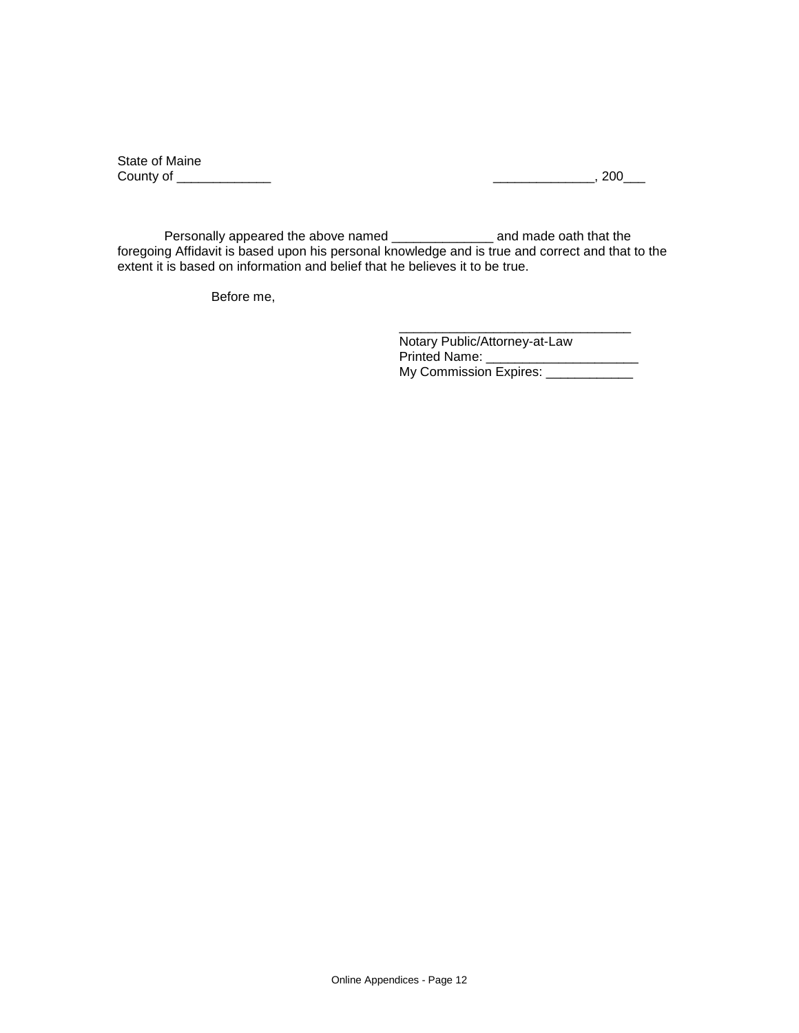State of Maine
County of _____________                                                    ______________, 200___

Personally appeared the above named ______________ and made oath that the foregoing Affidavit is based upon his personal knowledge and is true and correct and that to the extent it is based on information and belief that he believes it to be true.

Before me,

________________________________
Notary Public/Attorney-at-Law
Printed Name: _____________________
My Commission Expires: ____________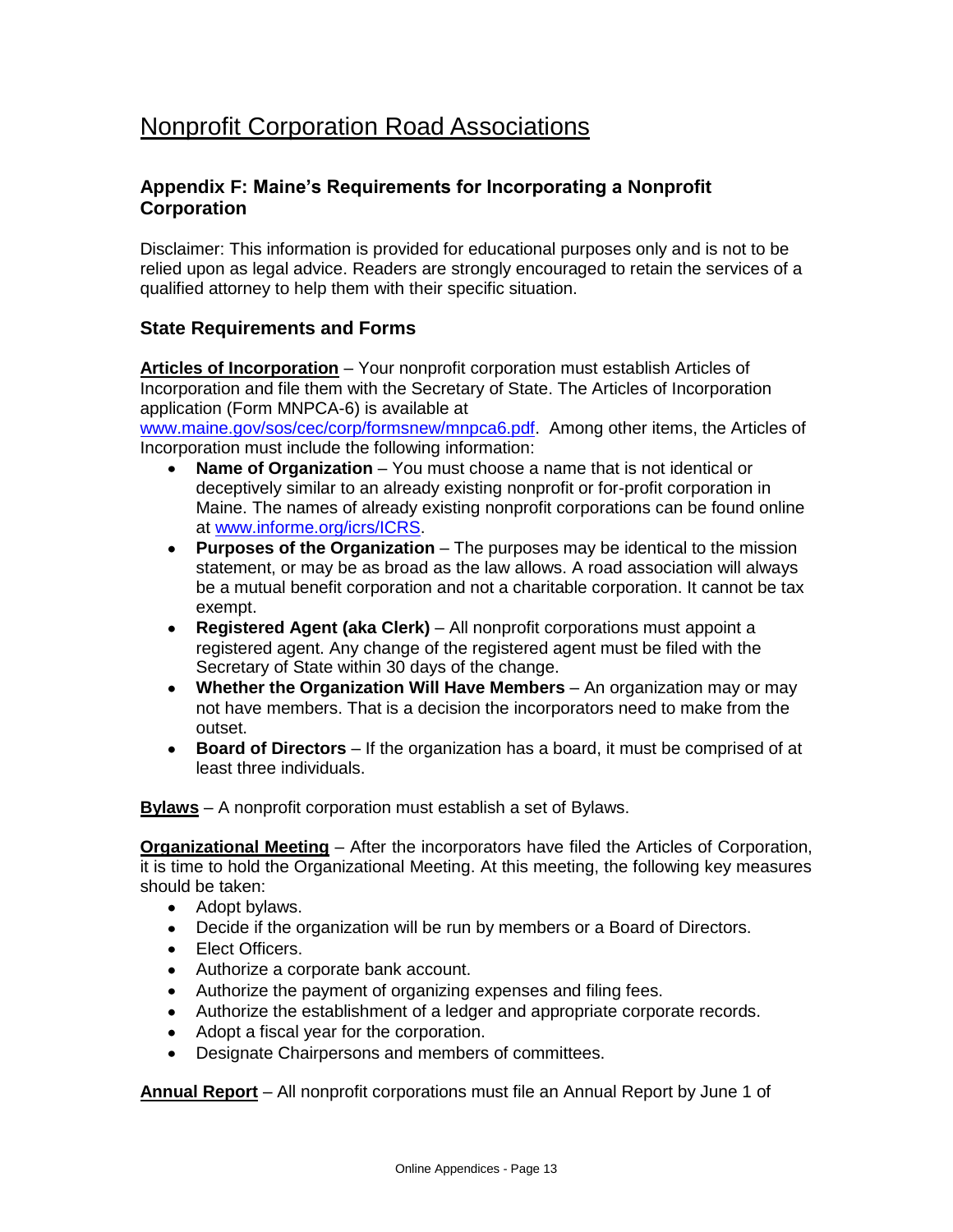# Nonprofit Corporation Road Associations

## Appendix F: Maine's Requirements for Incorporating a Nonprofit Corporation

Disclaimer: This information is provided for educational purposes only and is not to be relied upon as legal advice. Readers are strongly encouraged to retain the services of a qualified attorney to help them with their specific situation.

### State Requirements and Forms

**Articles of Incorporation** – Your nonprofit corporation must establish Articles of Incorporation and file them with the Secretary of State. The Articles of Incorporation application (Form MNPCA-6) is available at www.maine.gov/sos/cec/corp/formsnew/mnpca6.pdf. Among other items, the Articles of Incorporation must include the following information:

- **Name of Organization** – You must choose a name that is not identical or deceptively similar to an already existing nonprofit or for-profit corporation in Maine. The names of already existing nonprofit corporations can be found online at www.informe.org/icrs/ICRS.
- **Purposes of the Organization** – The purposes may be identical to the mission statement, or may be as broad as the law allows. A road association will always be a mutual benefit corporation and not a charitable corporation. It cannot be tax exempt.
- **Registered Agent (aka Clerk)** – All nonprofit corporations must appoint a registered agent. Any change of the registered agent must be filed with the Secretary of State within 30 days of the change.
- **Whether the Organization Will Have Members** – An organization may or may not have members. That is a decision the incorporators need to make from the outset.
- **Board of Directors** – If the organization has a board, it must be comprised of at least three individuals.

**Bylaws** – A nonprofit corporation must establish a set of Bylaws.

**Organizational Meeting** – After the incorporators have filed the Articles of Corporation, it is time to hold the Organizational Meeting. At this meeting, the following key measures should be taken:

- Adopt bylaws.
- Decide if the organization will be run by members or a Board of Directors.
- Elect Officers.
- Authorize a corporate bank account.
- Authorize the payment of organizing expenses and filing fees.
- Authorize the establishment of a ledger and appropriate corporate records.
- Adopt a fiscal year for the corporation.
- Designate Chairpersons and members of committees.

**Annual Report** – All nonprofit corporations must file an Annual Report by June 1 of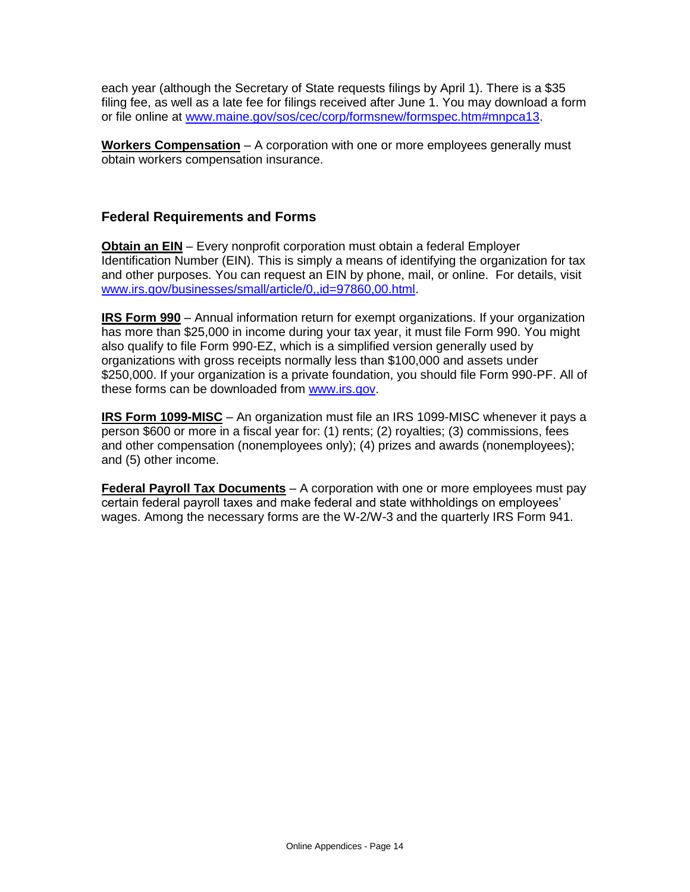each year (although the Secretary of State requests filings by April 1). There is a $35 filing fee, as well as a late fee for filings received after June 1. You may download a form or file online at [www.maine.gov/sos/cec/corp/formsnew/formspec.htm#mnpca13](www.maine.gov/sos/cec/corp/formsnew/formspec.htm#mnpca13).

**Workers Compensation** – A corporation with one or more employees generally must obtain workers compensation insurance.

### Federal Requirements and Forms

**Obtain an EIN** – Every nonprofit corporation must obtain a federal Employer Identification Number (EIN). This is simply a means of identifying the organization for tax and other purposes. You can request an EIN by phone, mail, or online. For details, visit [www.irs.gov/businesses/small/article/0,,id=97860,00.html](www.irs.gov/businesses/small/article/0,,id=97860,00.html).

**IRS Form 990** – Annual information return for exempt organizations. If your organization has more than $25,000 in income during your tax year, it must file Form 990. You might also qualify to file Form 990-EZ, which is a simplified version generally used by organizations with gross receipts normally less than $100,000 and assets under $250,000. If your organization is a private foundation, you should file Form 990-PF. All of these forms can be downloaded from [www.irs.gov](www.irs.gov).

**IRS Form 1099-MISC** – An organization must file an IRS 1099-MISC whenever it pays a person $600 or more in a fiscal year for: (1) rents; (2) royalties; (3) commissions, fees and other compensation (nonemployees only); (4) prizes and awards (nonemployees); and (5) other income.

**Federal Payroll Tax Documents** – A corporation with one or more employees must pay certain federal payroll taxes and make federal and state withholdings on employees' wages. Among the necessary forms are the W-2/W-3 and the quarterly IRS Form 941.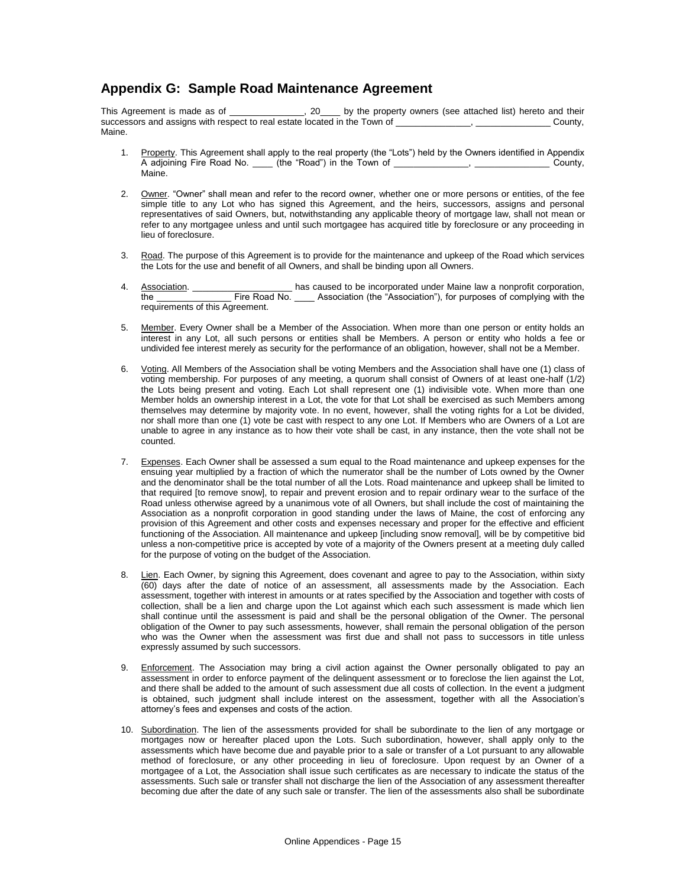## Appendix G: Sample Road Maintenance Agreement

This Agreement is made as of _______________, 20____ by the property owners (see attached list) hereto and their successors and assigns with respect to real estate located in the Town of _______________, _______________ County, Maine.

1. Property. This Agreement shall apply to the real property (the "Lots") held by the Owners identified in Appendix A adjoining Fire Road No. ____ (the "Road") in the Town of _______________, _______________ County, Maine.

2. Owner. "Owner" shall mean and refer to the record owner, whether one or more persons or entities, of the fee simple title to any Lot who has signed this Agreement, and the heirs, successors, assigns and personal representatives of said Owners, but, notwithstanding any applicable theory of mortgage law, shall not mean or refer to any mortgagee unless and until such mortgagee has acquired title by foreclosure or any proceeding in lieu of foreclosure.

3. Road. The purpose of this Agreement is to provide for the maintenance and upkeep of the Road which services the Lots for the use and benefit of all Owners, and shall be binding upon all Owners.

4. Association. ____________________ has caused to be incorporated under Maine law a nonprofit corporation, the _______________ Fire Road No. ____ Association (the "Association"), for purposes of complying with the requirements of this Agreement.

5. Member. Every Owner shall be a Member of the Association. When more than one person or entity holds an interest in any Lot, all such persons or entities shall be Members. A person or entity who holds a fee or undivided fee interest merely as security for the performance of an obligation, however, shall not be a Member.

6. Voting. All Members of the Association shall be voting Members and the Association shall have one (1) class of voting membership. For purposes of any meeting, a quorum shall consist of Owners of at least one-half (1/2) the Lots being present and voting. Each Lot shall represent one (1) indivisible vote. When more than one Member holds an ownership interest in a Lot, the vote for that Lot shall be exercised as such Members among themselves may determine by majority vote. In no event, however, shall the voting rights for a Lot be divided, nor shall more than one (1) vote be cast with respect to any one Lot. If Members who are Owners of a Lot are unable to agree in any instance as to how their vote shall be cast, in any instance, then the vote shall not be counted.

7. Expenses. Each Owner shall be assessed a sum equal to the Road maintenance and upkeep expenses for the ensuing year multiplied by a fraction of which the numerator shall be the number of Lots owned by the Owner and the denominator shall be the total number of all the Lots. Road maintenance and upkeep shall be limited to that required [to remove snow], to repair and prevent erosion and to repair ordinary wear to the surface of the Road unless otherwise agreed by a unanimous vote of all Owners, but shall include the cost of maintaining the Association as a nonprofit corporation in good standing under the laws of Maine, the cost of enforcing any provision of this Agreement and other costs and expenses necessary and proper for the effective and efficient functioning of the Association. All maintenance and upkeep [including snow removal], will be by competitive bid unless a non-competitive price is accepted by vote of a majority of the Owners present at a meeting duly called for the purpose of voting on the budget of the Association.

8. Lien. Each Owner, by signing this Agreement, does covenant and agree to pay to the Association, within sixty (60) days after the date of notice of an assessment, all assessments made by the Association. Each assessment, together with interest in amounts or at rates specified by the Association and together with costs of collection, shall be a lien and charge upon the Lot against which each such assessment is made which lien shall continue until the assessment is paid and shall be the personal obligation of the Owner. The personal obligation of the Owner to pay such assessments, however, shall remain the personal obligation of the person who was the Owner when the assessment was first due and shall not pass to successors in title unless expressly assumed by such successors.

9. Enforcement. The Association may bring a civil action against the Owner personally obligated to pay an assessment in order to enforce payment of the delinquent assessment or to foreclose the lien against the Lot, and there shall be added to the amount of such assessment due all costs of collection. In the event a judgment is obtained, such judgment shall include interest on the assessment, together with all the Association's attorney's fees and expenses and costs of the action.

10. Subordination. The lien of the assessments provided for shall be subordinate to the lien of any mortgage or mortgages now or hereafter placed upon the Lots. Such subordination, however, shall apply only to the assessments which have become due and payable prior to a sale or transfer of a Lot pursuant to any allowable method of foreclosure, or any other proceeding in lieu of foreclosure. Upon request by an Owner of a mortgagee of a Lot, the Association shall issue such certificates as are necessary to indicate the status of the assessments. Such sale or transfer shall not discharge the lien of the Association of any assessment thereafter becoming due after the date of any such sale or transfer. The lien of the assessments also shall be subordinate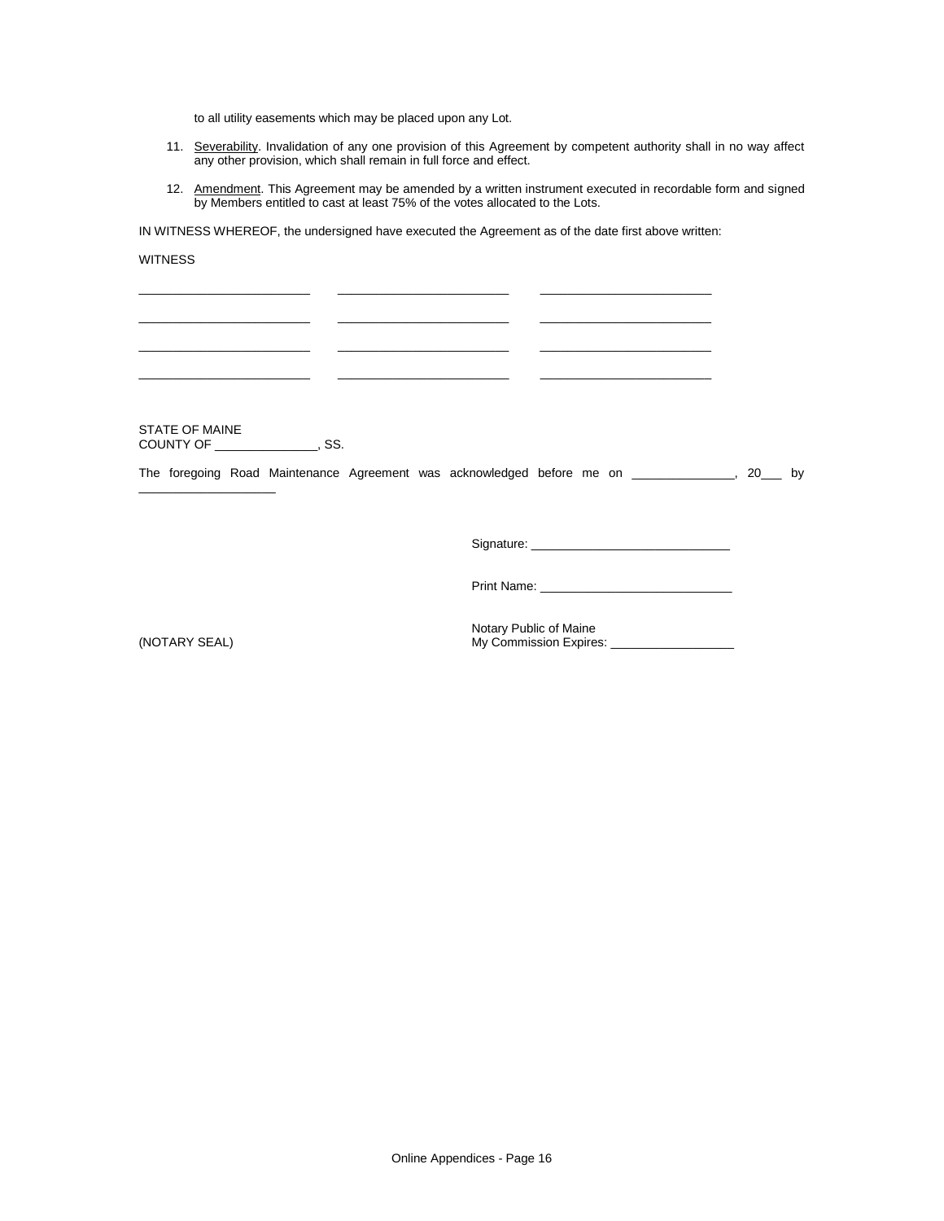to all utility easements which may be placed upon any Lot.

11. <u>Severability</u>. Invalidation of any one provision of this Agreement by competent authority shall in no way affect any other provision, which shall remain in full force and effect.

12. <u>Amendment</u>. This Agreement may be amended by a written instrument executed in recordable form and signed by Members entitled to cast at least 75% of the votes allocated to the Lots.

IN WITNESS WHEREOF, the undersigned have executed the Agreement as of the date first above written:

WITNESS

\_\_\_\_\_\_\_\_\_\_\_\_\_\_\_\_\_\_\_\_\_\_\_\_ \_\_\_\_\_\_\_\_\_\_\_\_\_\_\_\_\_\_\_\_\_\_\_\_ \_\_\_\_\_\_\_\_\_\_\_\_\_\_\_\_\_\_\_\_\_\_\_\_

\_\_\_\_\_\_\_\_\_\_\_\_\_\_\_\_\_\_\_\_\_\_\_\_ \_\_\_\_\_\_\_\_\_\_\_\_\_\_\_\_\_\_\_\_\_\_\_\_ \_\_\_\_\_\_\_\_\_\_\_\_\_\_\_\_\_\_\_\_\_\_\_\_

\_\_\_\_\_\_\_\_\_\_\_\_\_\_\_\_\_\_\_\_\_\_\_\_ \_\_\_\_\_\_\_\_\_\_\_\_\_\_\_\_\_\_\_\_\_\_\_\_ \_\_\_\_\_\_\_\_\_\_\_\_\_\_\_\_\_\_\_\_\_\_\_\_

\_\_\_\_\_\_\_\_\_\_\_\_\_\_\_\_\_\_\_\_\_\_\_\_ \_\_\_\_\_\_\_\_\_\_\_\_\_\_\_\_\_\_\_\_\_\_\_\_ \_\_\_\_\_\_\_\_\_\_\_\_\_\_\_\_\_\_\_\_\_\_\_\_

STATE OF MAINE
COUNTY OF \_\_\_\_\_\_\_\_\_\_\_\_\_\_\_, SS.

The foregoing Road Maintenance Agreement was acknowledged before me on \_\_\_\_\_\_\_\_\_\_\_\_\_\_\_, 20\_\_\_ by \_\_\_\_\_\_\_\_\_\_\_\_\_\_\_\_\_\_\_\_

Signature: \_\_\_\_\_\_\_\_\_\_\_\_\_\_\_\_\_\_\_\_\_\_\_\_\_\_\_\_

Print Name: \_\_\_\_\_\_\_\_\_\_\_\_\_\_\_\_\_\_\_\_\_\_\_\_\_\_\_

(NOTARY SEAL)

Notary Public of Maine
My Commission Expires: \_\_\_\_\_\_\_\_\_\_\_\_\_\_\_\_\_\_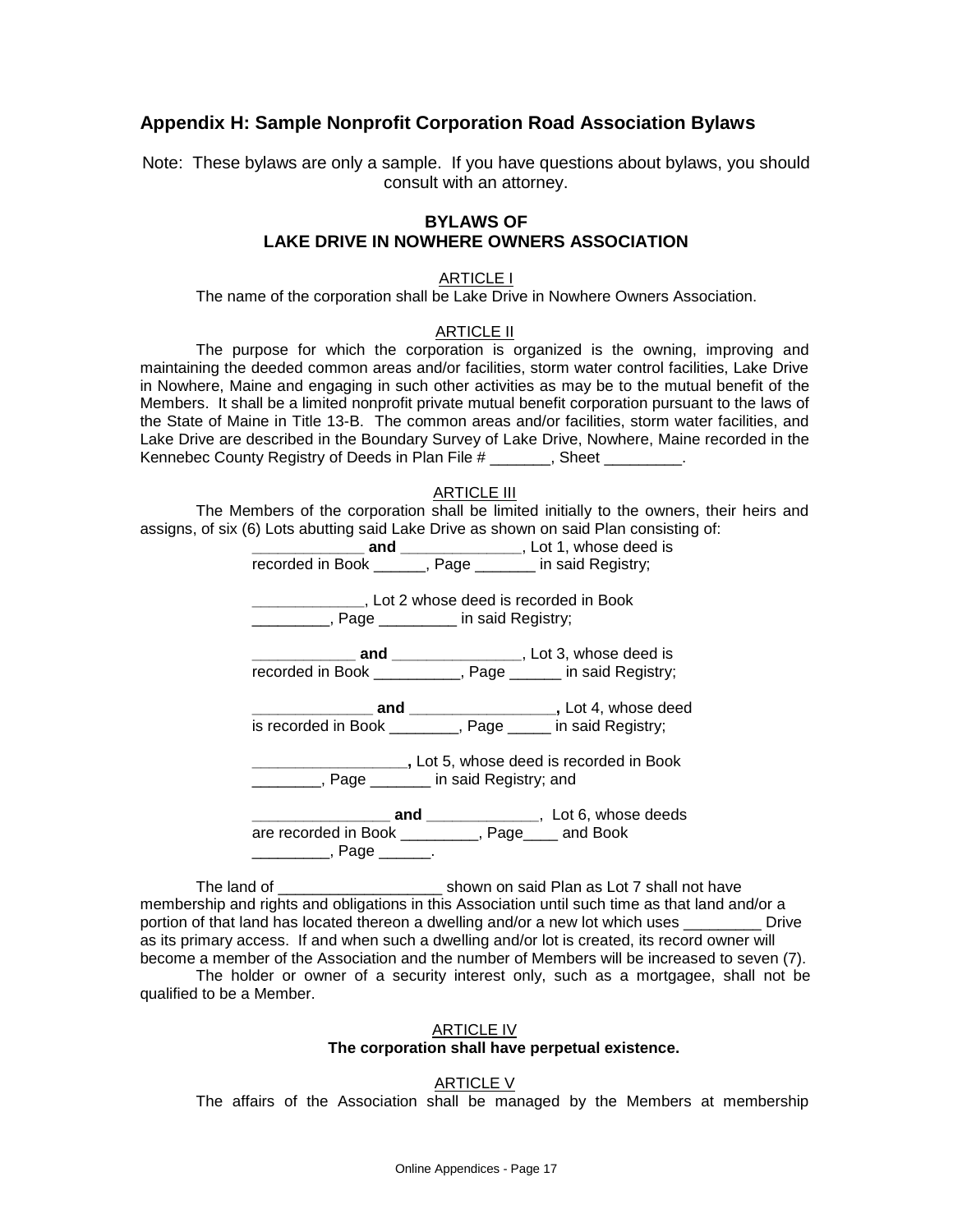## Appendix H: Sample Nonprofit Corporation Road Association Bylaws

Note: These bylaws are only a sample. If you have questions about bylaws, you should consult with an attorney.

**BYLAWS OF**
**LAKE DRIVE IN NOWHERE OWNERS ASSOCIATION**

ARTICLE I

The name of the corporation shall be Lake Drive in Nowhere Owners Association.

ARTICLE II

The purpose for which the corporation is organized is the owning, improving and maintaining the deeded common areas and/or facilities, storm water control facilities, Lake Drive in Nowhere, Maine and engaging in such other activities as may be to the mutual benefit of the Members. It shall be a limited nonprofit private mutual benefit corporation pursuant to the laws of the State of Maine in Title 13-B. The common areas and/or facilities, storm water facilities, and Lake Drive are described in the Boundary Survey of Lake Drive, Nowhere, Maine recorded in the Kennebec County Registry of Deeds in Plan File # _______, Sheet _________.

ARTICLE III

The Members of the corporation shall be limited initially to the owners, their heirs and assigns, of six (6) Lots abutting said Lake Drive as shown on said Plan consisting of:

_____________ **and** ______________, Lot 1, whose deed is recorded in Book ______, Page _______ in said Registry;

_____________, Lot 2 whose deed is recorded in Book _________, Page _________ in said Registry;

____________ **and** _______________, Lot 3, whose deed is recorded in Book __________, Page ______ in said Registry;

______________ **and** _________________**,** Lot 4, whose deed is recorded in Book ________, Page _____ in said Registry;

__________________**,** Lot 5, whose deed is recorded in Book ________, Page _______ in said Registry; and

________________ **and** _____________, Lot 6, whose deeds are recorded in Book _________, Page____ and Book _________, Page ______.

The land of ___________________ shown on said Plan as Lot 7 shall not have membership and rights and obligations in this Association until such time as that land and/or a portion of that land has located thereon a dwelling and/or a new lot which uses _________ Drive as its primary access. If and when such a dwelling and/or lot is created, its record owner will become a member of the Association and the number of Members will be increased to seven (7).

The holder or owner of a security interest only, such as a mortgagee, shall not be qualified to be a Member.

ARTICLE IV

**The corporation shall have perpetual existence.**

ARTICLE V

The affairs of the Association shall be managed by the Members at membership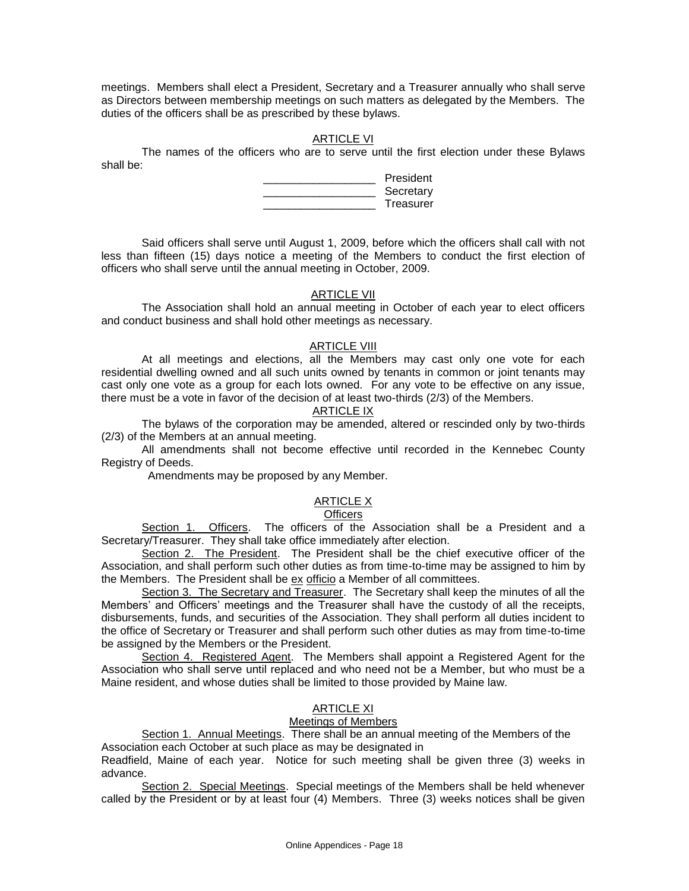meetings. Members shall elect a President, Secretary and a Treasurer annually who shall serve as Directors between membership meetings on such matters as delegated by the Members. The duties of the officers shall be as prescribed by these bylaws.

ARTICLE VI

The names of the officers who are to serve until the first election under these Bylaws shall be:

__________________ President
__________________ Secretary
__________________ Treasurer

Said officers shall serve until August 1, 2009, before which the officers shall call with not less than fifteen (15) days notice a meeting of the Members to conduct the first election of officers who shall serve until the annual meeting in October, 2009.

ARTICLE VII

The Association shall hold an annual meeting in October of each year to elect officers and conduct business and shall hold other meetings as necessary.

ARTICLE VIII

At all meetings and elections, all the Members may cast only one vote for each residential dwelling owned and all such units owned by tenants in common or joint tenants may cast only one vote as a group for each lots owned. For any vote to be effective on any issue, there must be a vote in favor of the decision of at least two-thirds (2/3) of the Members.

ARTICLE IX

The bylaws of the corporation may be amended, altered or rescinded only by two-thirds (2/3) of the Members at an annual meeting.

All amendments shall not become effective until recorded in the Kennebec County Registry of Deeds.

Amendments may be proposed by any Member.

ARTICLE X

Officers

Section 1. Officers. The officers of the Association shall be a President and a Secretary/Treasurer. They shall take office immediately after election.

Section 2. The President. The President shall be the chief executive officer of the Association, and shall perform such other duties as from time-to-time may be assigned to him by the Members. The President shall be ex officio a Member of all committees.

Section 3. The Secretary and Treasurer. The Secretary shall keep the minutes of all the Members' and Officers' meetings and the Treasurer shall have the custody of all the receipts, disbursements, funds, and securities of the Association. They shall perform all duties incident to the office of Secretary or Treasurer and shall perform such other duties as may from time-to-time be assigned by the Members or the President.

Section 4. Registered Agent. The Members shall appoint a Registered Agent for the Association who shall serve until replaced and who need not be a Member, but who must be a Maine resident, and whose duties shall be limited to those provided by Maine law.

ARTICLE XI

Meetings of Members

Section 1. Annual Meetings. There shall be an annual meeting of the Members of the Association each October at such place as may be designated in Readfield, Maine of each year. Notice for such meeting shall be given three (3) weeks in advance.

Section 2. Special Meetings. Special meetings of the Members shall be held whenever called by the President or by at least four (4) Members. Three (3) weeks notices shall be given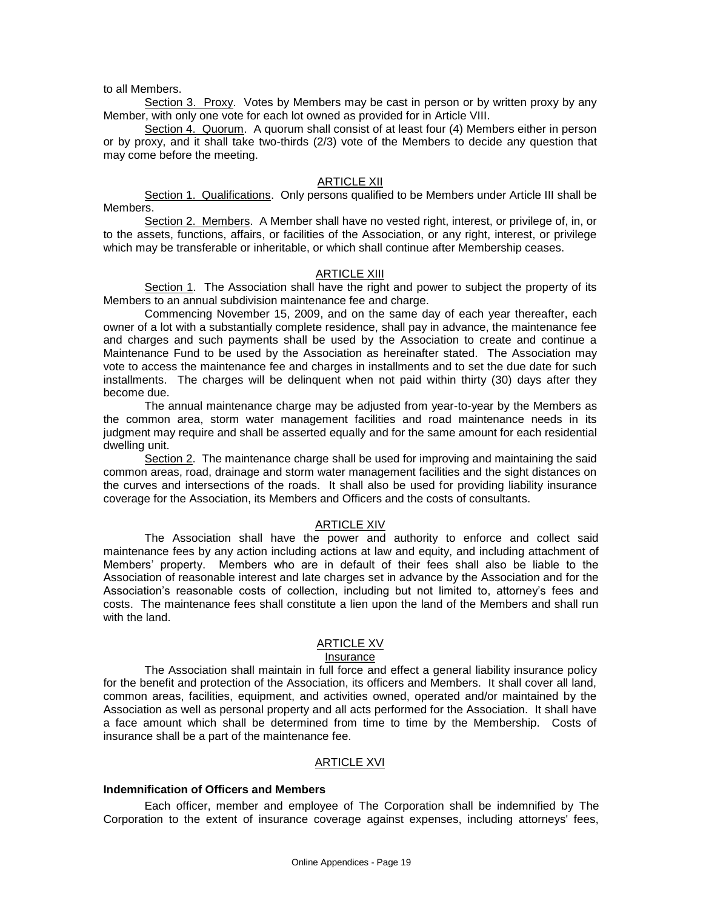to all Members.

Section 3. Proxy. Votes by Members may be cast in person or by written proxy by any Member, with only one vote for each lot owned as provided for in Article VIII.

Section 4. Quorum. A quorum shall consist of at least four (4) Members either in person or by proxy, and it shall take two-thirds (2/3) vote of the Members to decide any question that may come before the meeting.

## ARTICLE XII

Section 1. Qualifications. Only persons qualified to be Members under Article III shall be Members.

Section 2. Members. A Member shall have no vested right, interest, or privilege of, in, or to the assets, functions, affairs, or facilities of the Association, or any right, interest, or privilege which may be transferable or inheritable, or which shall continue after Membership ceases.

## ARTICLE XIII

Section 1. The Association shall have the right and power to subject the property of its Members to an annual subdivision maintenance fee and charge.

Commencing November 15, 2009, and on the same day of each year thereafter, each owner of a lot with a substantially complete residence, shall pay in advance, the maintenance fee and charges and such payments shall be used by the Association to create and continue a Maintenance Fund to be used by the Association as hereinafter stated. The Association may vote to access the maintenance fee and charges in installments and to set the due date for such installments. The charges will be delinquent when not paid within thirty (30) days after they become due.

The annual maintenance charge may be adjusted from year-to-year by the Members as the common area, storm water management facilities and road maintenance needs in its judgment may require and shall be asserted equally and for the same amount for each residential dwelling unit.

Section 2. The maintenance charge shall be used for improving and maintaining the said common areas, road, drainage and storm water management facilities and the sight distances on the curves and intersections of the roads. It shall also be used for providing liability insurance coverage for the Association, its Members and Officers and the costs of consultants.

## ARTICLE XIV

The Association shall have the power and authority to enforce and collect said maintenance fees by any action including actions at law and equity, and including attachment of Members' property. Members who are in default of their fees shall also be liable to the Association of reasonable interest and late charges set in advance by the Association and for the Association's reasonable costs of collection, including but not limited to, attorney's fees and costs. The maintenance fees shall constitute a lien upon the land of the Members and shall run with the land.

## ARTICLE XV

### Insurance

The Association shall maintain in full force and effect a general liability insurance policy for the benefit and protection of the Association, its officers and Members. It shall cover all land, common areas, facilities, equipment, and activities owned, operated and/or maintained by the Association as well as personal property and all acts performed for the Association. It shall have a face amount which shall be determined from time to time by the Membership. Costs of insurance shall be a part of the maintenance fee.

## ARTICLE XVI

**Indemnification of Officers and Members**

Each officer, member and employee of The Corporation shall be indemnified by The Corporation to the extent of insurance coverage against expenses, including attorneys' fees,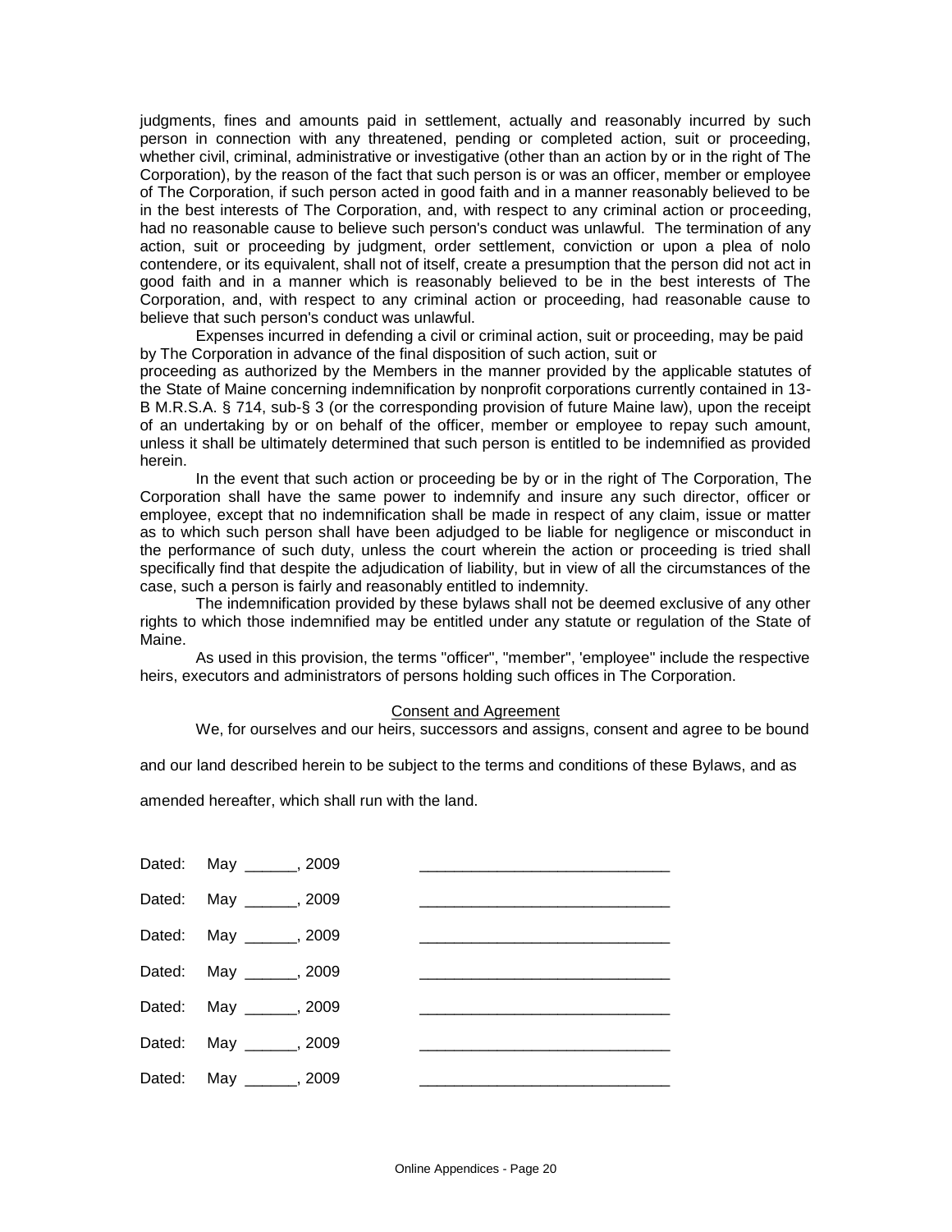judgments, fines and amounts paid in settlement, actually and reasonably incurred by such person in connection with any threatened, pending or completed action, suit or proceeding, whether civil, criminal, administrative or investigative (other than an action by or in the right of The Corporation), by the reason of the fact that such person is or was an officer, member or employee of The Corporation, if such person acted in good faith and in a manner reasonably believed to be in the best interests of The Corporation, and, with respect to any criminal action or proceeding, had no reasonable cause to believe such person's conduct was unlawful. The termination of any action, suit or proceeding by judgment, order settlement, conviction or upon a plea of nolo contendere, or its equivalent, shall not of itself, create a presumption that the person did not act in good faith and in a manner which is reasonably believed to be in the best interests of The Corporation, and, with respect to any criminal action or proceeding, had reasonable cause to believe that such person's conduct was unlawful.

Expenses incurred in defending a civil or criminal action, suit or proceeding, may be paid by The Corporation in advance of the final disposition of such action, suit or proceeding as authorized by the Members in the manner provided by the applicable statutes of the State of Maine concerning indemnification by nonprofit corporations currently contained in 13-B M.R.S.A. § 714, sub-§ 3 (or the corresponding provision of future Maine law), upon the receipt of an undertaking by or on behalf of the officer, member or employee to repay such amount, unless it shall be ultimately determined that such person is entitled to be indemnified as provided herein.

In the event that such action or proceeding be by or in the right of The Corporation, The Corporation shall have the same power to indemnify and insure any such director, officer or employee, except that no indemnification shall be made in respect of any claim, issue or matter as to which such person shall have been adjudged to be liable for negligence or misconduct in the performance of such duty, unless the court wherein the action or proceeding is tried shall specifically find that despite the adjudication of liability, but in view of all the circumstances of the case, such a person is fairly and reasonably entitled to indemnity.

The indemnification provided by these bylaws shall not be deemed exclusive of any other rights to which those indemnified may be entitled under any statute or regulation of the State of Maine.

As used in this provision, the terms "officer", "member", 'employee" include the respective heirs, executors and administrators of persons holding such offices in The Corporation.

Consent and Agreement

We, for ourselves and our heirs, successors and assigns, consent and agree to be bound and our land described herein to be subject to the terms and conditions of these Bylaws, and as amended hereafter, which shall run with the land.

Dated: May ______, 2009 ____________________________

Dated: May ______, 2009 ____________________________

Dated: May ______, 2009 ____________________________

Dated: May ______, 2009 ____________________________

Dated: May ______, 2009 ____________________________

Dated: May ______, 2009 ____________________________

Dated: May ______, 2009 ____________________________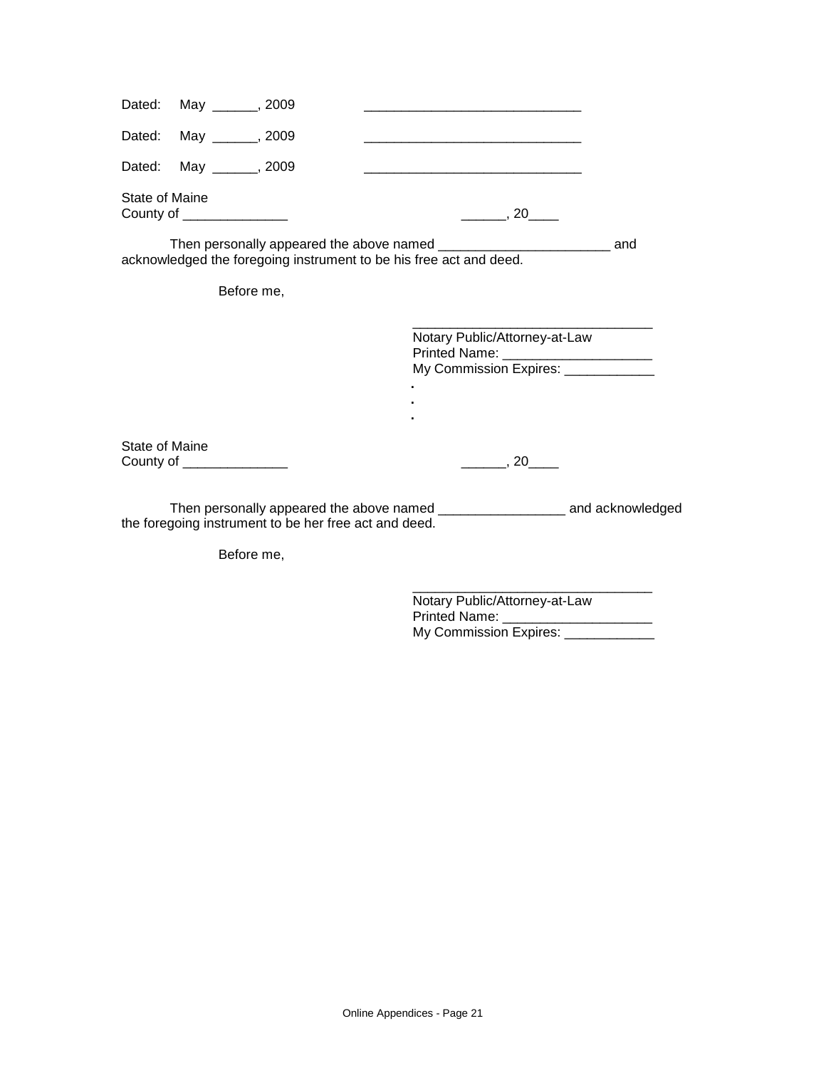Dated: May ______, 2009 _____________________________

Dated: May ______, 2009 _____________________________

Dated: May ______, 2009 _____________________________

State of Maine
County of ______________ ______, 20____

Then personally appeared the above named _______________________ and acknowledged the foregoing instrument to be his free act and deed.

Before me,

_________________________________
Notary Public/Attorney-at-Law
Printed Name: ____________________
My Commission Expires: ____________

.
.
.

State of Maine
County of ______________ ______, 20____

Then personally appeared the above named _________________ and acknowledged the foregoing instrument to be her free act and deed.

Before me,

_________________________________
Notary Public/Attorney-at-Law
Printed Name: ____________________
My Commission Expires: ____________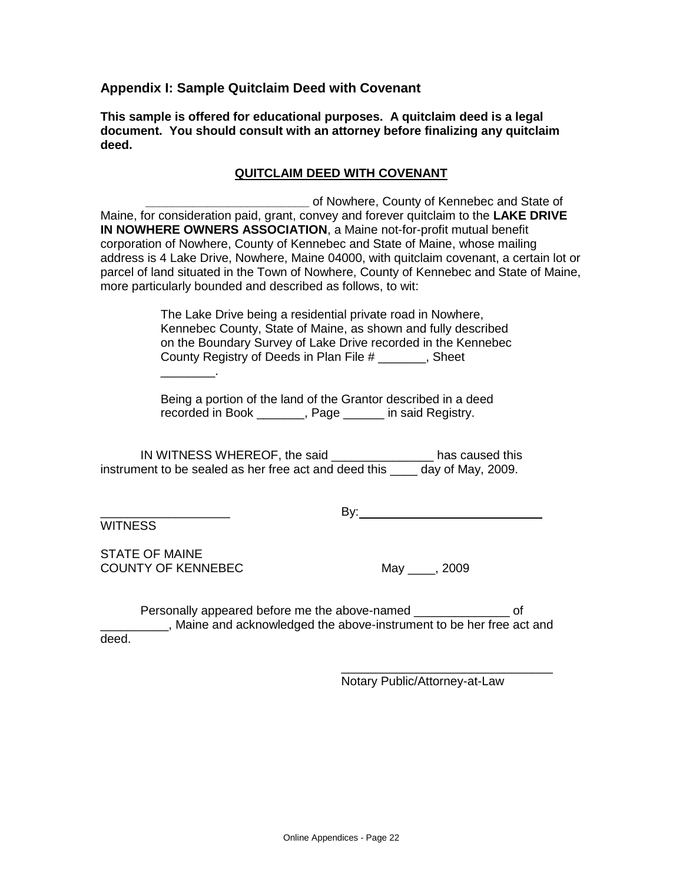## Appendix I: Sample Quitclaim Deed with Covenant

**This sample is offered for educational purposes. A quitclaim deed is a legal document. You should consult with an attorney before finalizing any quitclaim deed.**

**QUITCLAIM DEED WITH COVENANT**

________________________ of Nowhere, County of Kennebec and State of Maine, for consideration paid, grant, convey and forever quitclaim to the **LAKE DRIVE IN NOWHERE OWNERS ASSOCIATION**, a Maine not-for-profit mutual benefit corporation of Nowhere, County of Kennebec and State of Maine, whose mailing address is 4 Lake Drive, Nowhere, Maine 04000, with quitclaim covenant, a certain lot or parcel of land situated in the Town of Nowhere, County of Kennebec and State of Maine, more particularly bounded and described as follows, to wit:

> The Lake Drive being a residential private road in Nowhere, Kennebec County, State of Maine, as shown and fully described on the Boundary Survey of Lake Drive recorded in the Kennebec County Registry of Deeds in Plan File # _______, Sheet ________.
>
> Being a portion of the land of the Grantor described in a deed recorded in Book _______, Page ______ in said Registry.

IN WITNESS WHEREOF, the said _______________ has caused this instrument to be sealed as her free act and deed this ____ day of May, 2009.

__________________ By: ____________________________

WITNESS

STATE OF MAINE
COUNTY OF KENNEBEC May ____, 2009

Personally appeared before me the above-named ______________ of __________, Maine and acknowledged the above-instrument to be her free act and deed.

_______________________________
Notary Public/Attorney-at-Law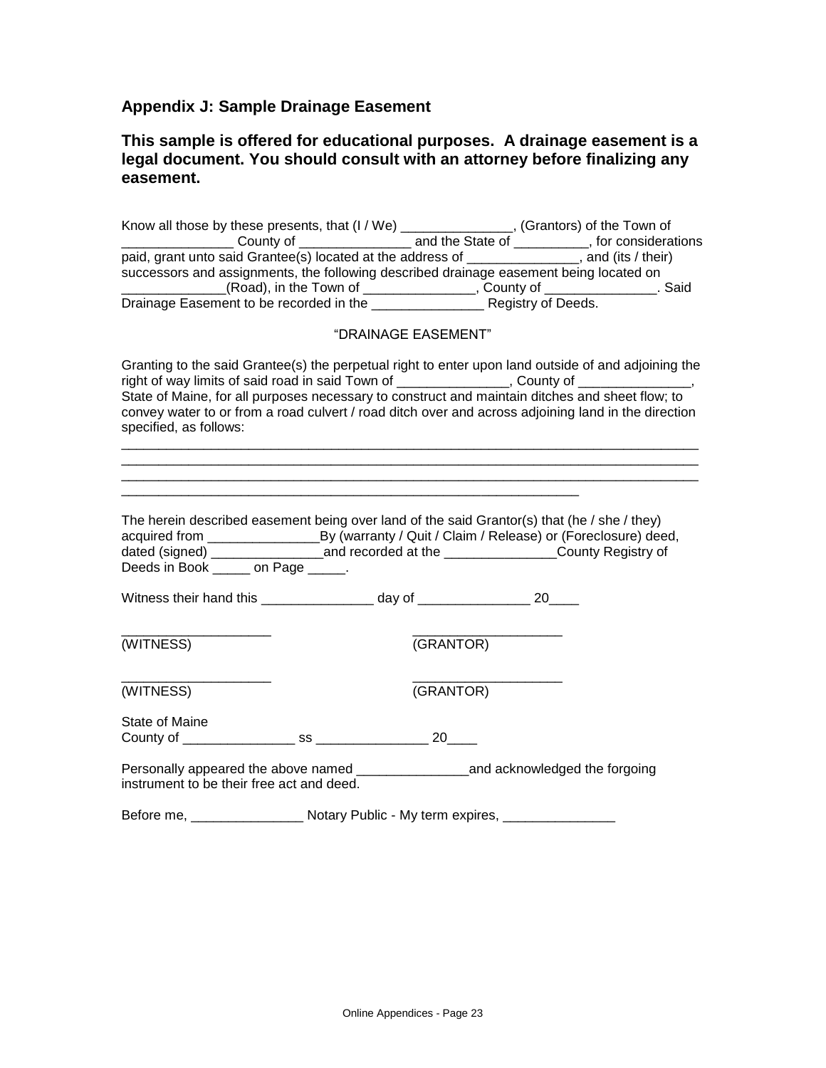### Appendix J: Sample Drainage Easement

**This sample is offered for educational purposes. A drainage easement is a legal document. You should consult with an attorney before finalizing any easement.**

Know all those by these presents, that (I / We) _______________, (Grantors) of the Town of _______________ County of _______________ and the State of __________, for considerations paid, grant unto said Grantee(s) located at the address of _______________, and (its / their) successors and assignments, the following described drainage easement being located on ______________(Road), in the Town of _______________, County of _______________. Said Drainage Easement to be recorded in the _______________ Registry of Deeds.

"DRAINAGE EASEMENT"

Granting to the said Grantee(s) the perpetual right to enter upon land outside of and adjoining the right of way limits of said road in said Town of _______________, County of _______________, State of Maine, for all purposes necessary to construct and maintain ditches and sheet flow; to convey water to or from a road culvert / road ditch over and across adjoining land in the direction specified, as follows:

________________________________________________________________________________
________________________________________________________________________________
________________________________________________________________________________
________________________________________________________________

The herein described easement being over land of the said Grantor(s) that (he / she / they) acquired from _______________By (warranty / Quit / Claim / Release) or (Foreclosure) deed, dated (signed) _______________and recorded at the _______________County Registry of Deeds in Book _____ on Page _____.

Witness their hand this _______________ day of _______________ 20____

____________________ ____________________
(WITNESS) (GRANTOR)

____________________ ____________________
(WITNESS) (GRANTOR)

State of Maine
County of _______________ ss _______________ 20____

Personally appeared the above named _______________and acknowledged the forgoing instrument to be their free act and deed.

Before me, _______________ Notary Public - My term expires, _______________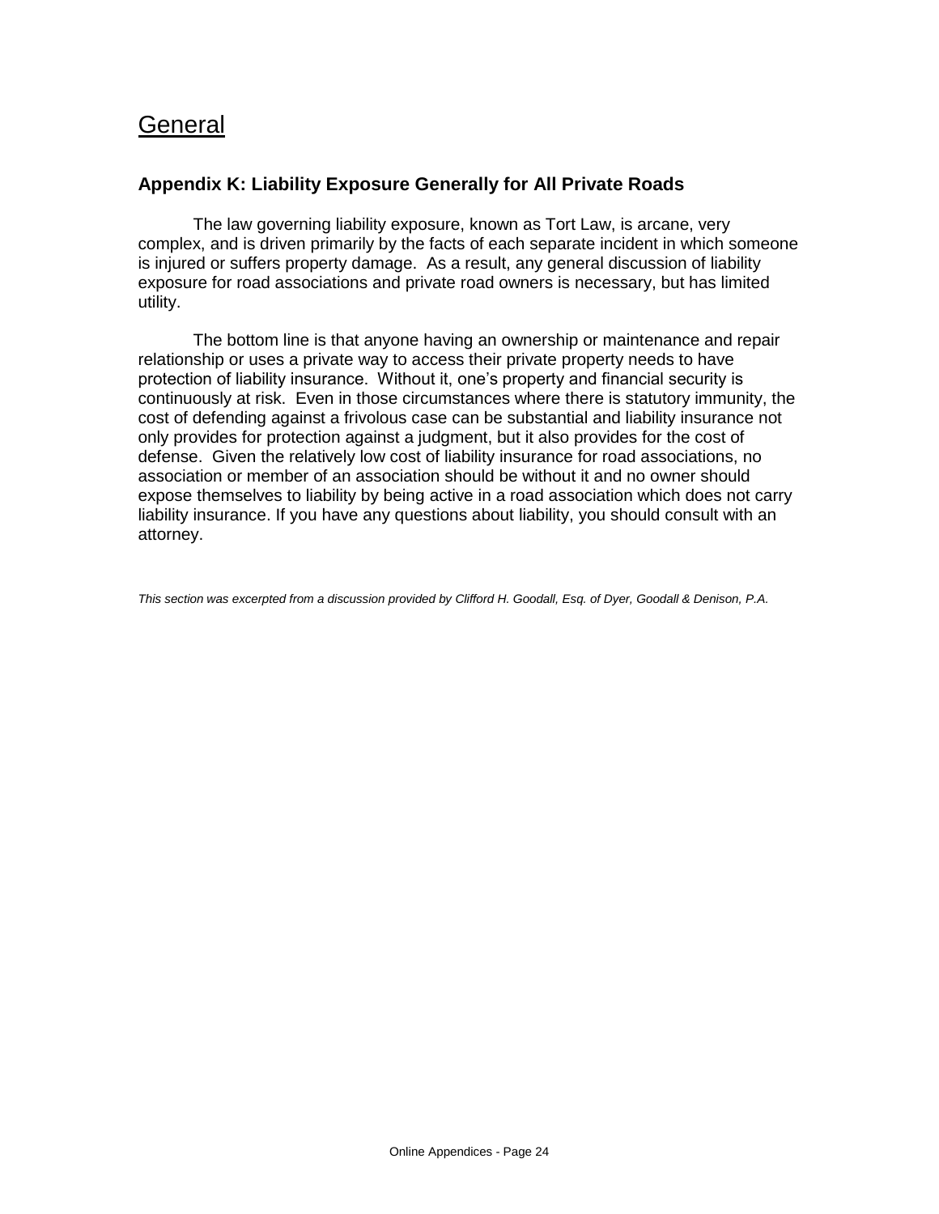# General

## Appendix K: Liability Exposure Generally for All Private Roads

The law governing liability exposure, known as Tort Law, is arcane, very complex, and is driven primarily by the facts of each separate incident in which someone is injured or suffers property damage. As a result, any general discussion of liability exposure for road associations and private road owners is necessary, but has limited utility.

The bottom line is that anyone having an ownership or maintenance and repair relationship or uses a private way to access their private property needs to have protection of liability insurance. Without it, one's property and financial security is continuously at risk. Even in those circumstances where there is statutory immunity, the cost of defending against a frivolous case can be substantial and liability insurance not only provides for protection against a judgment, but it also provides for the cost of defense. Given the relatively low cost of liability insurance for road associations, no association or member of an association should be without it and no owner should expose themselves to liability by being active in a road association which does not carry liability insurance. If you have any questions about liability, you should consult with an attorney.

*This section was excerpted from a discussion provided by Clifford H. Goodall, Esq. of Dyer, Goodall & Denison, P.A.*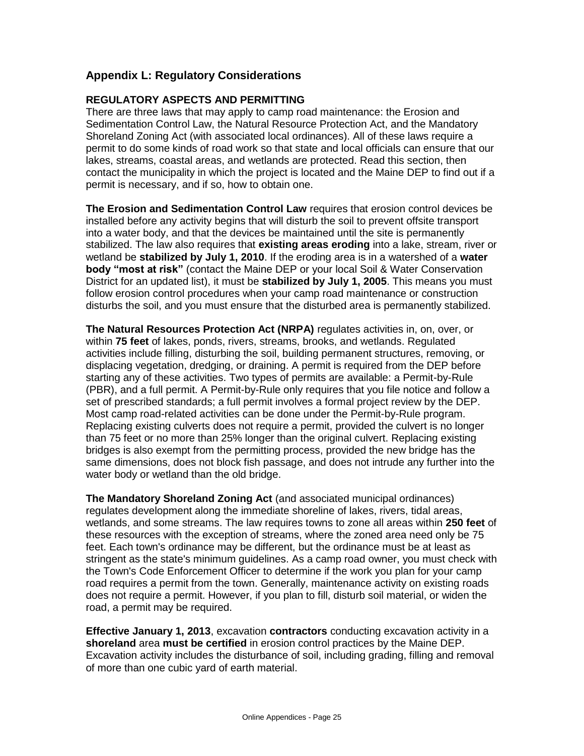## Appendix L: Regulatory Considerations

### REGULATORY ASPECTS AND PERMITTING

There are three laws that may apply to camp road maintenance: the Erosion and Sedimentation Control Law, the Natural Resource Protection Act, and the Mandatory Shoreland Zoning Act (with associated local ordinances). All of these laws require a permit to do some kinds of road work so that state and local officials can ensure that our lakes, streams, coastal areas, and wetlands are protected. Read this section, then contact the municipality in which the project is located and the Maine DEP to find out if a permit is necessary, and if so, how to obtain one.

**The Erosion and Sedimentation Control Law** requires that erosion control devices be installed before any activity begins that will disturb the soil to prevent offsite transport into a water body, and that the devices be maintained until the site is permanently stabilized. The law also requires that **existing areas eroding** into a lake, stream, river or wetland be **stabilized by July 1, 2010**. If the eroding area is in a watershed of a **water body "most at risk"** (contact the Maine DEP or your local Soil & Water Conservation District for an updated list), it must be **stabilized by July 1, 2005**. This means you must follow erosion control procedures when your camp road maintenance or construction disturbs the soil, and you must ensure that the disturbed area is permanently stabilized.

**The Natural Resources Protection Act (NRPA)** regulates activities in, on, over, or within **75 feet** of lakes, ponds, rivers, streams, brooks, and wetlands. Regulated activities include filling, disturbing the soil, building permanent structures, removing, or displacing vegetation, dredging, or draining. A permit is required from the DEP before starting any of these activities. Two types of permits are available: a Permit-by-Rule (PBR), and a full permit. A Permit-by-Rule only requires that you file notice and follow a set of prescribed standards; a full permit involves a formal project review by the DEP. Most camp road-related activities can be done under the Permit-by-Rule program. Replacing existing culverts does not require a permit, provided the culvert is no longer than 75 feet or no more than 25% longer than the original culvert. Replacing existing bridges is also exempt from the permitting process, provided the new bridge has the same dimensions, does not block fish passage, and does not intrude any further into the water body or wetland than the old bridge.

**The Mandatory Shoreland Zoning Act** (and associated municipal ordinances) regulates development along the immediate shoreline of lakes, rivers, tidal areas, wetlands, and some streams. The law requires towns to zone all areas within **250 feet** of these resources with the exception of streams, where the zoned area need only be 75 feet. Each town's ordinance may be different, but the ordinance must be at least as stringent as the state's minimum guidelines. As a camp road owner, you must check with the Town's Code Enforcement Officer to determine if the work you plan for your camp road requires a permit from the town. Generally, maintenance activity on existing roads does not require a permit. However, if you plan to fill, disturb soil material, or widen the road, a permit may be required.

**Effective January 1, 2013**, excavation **contractors** conducting excavation activity in a **shoreland** area **must be certified** in erosion control practices by the Maine DEP. Excavation activity includes the disturbance of soil, including grading, filling and removal of more than one cubic yard of earth material.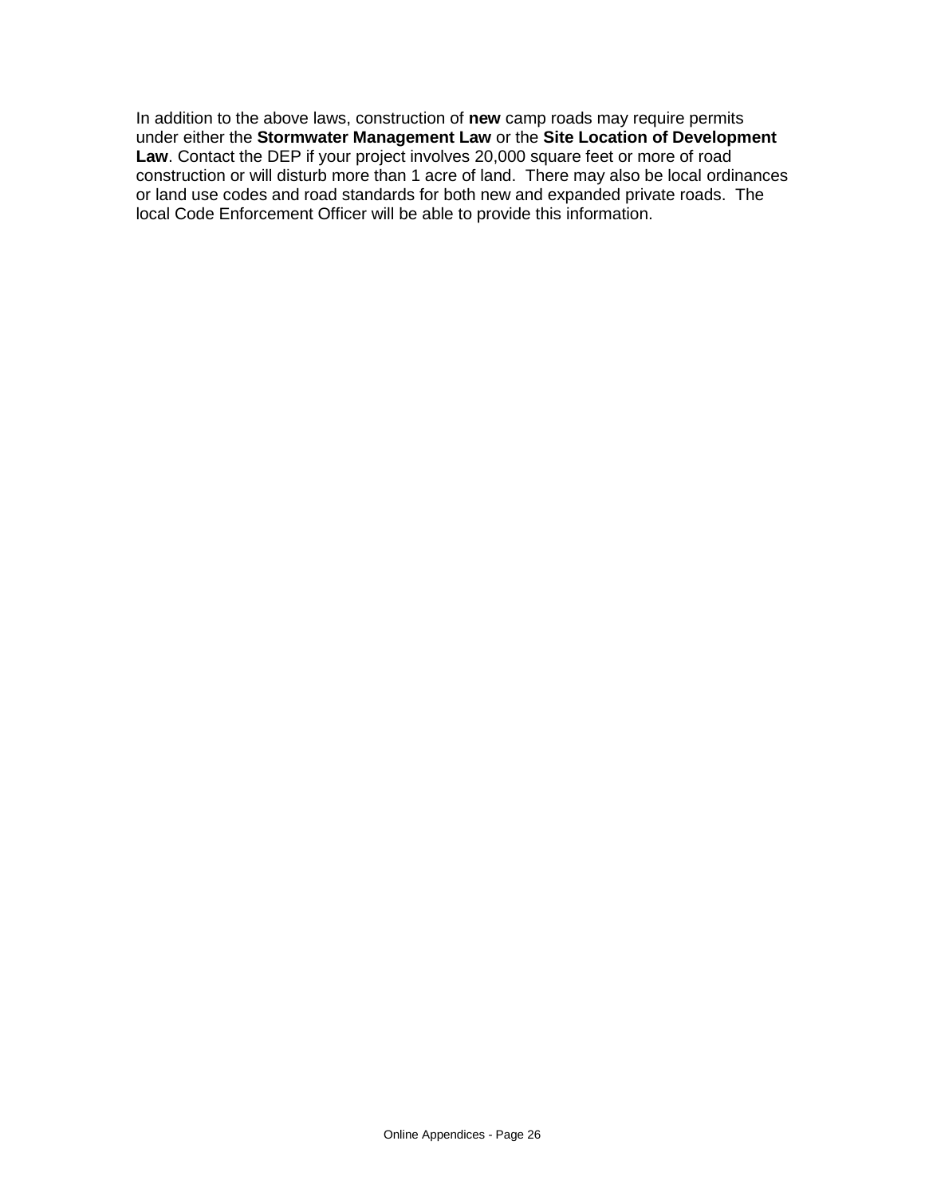In addition to the above laws, construction of **new** camp roads may require permits under either the **Stormwater Management Law** or the **Site Location of Development Law**. Contact the DEP if your project involves 20,000 square feet or more of road construction or will disturb more than 1 acre of land. There may also be local ordinances or land use codes and road standards for both new and expanded private roads. The local Code Enforcement Officer will be able to provide this information.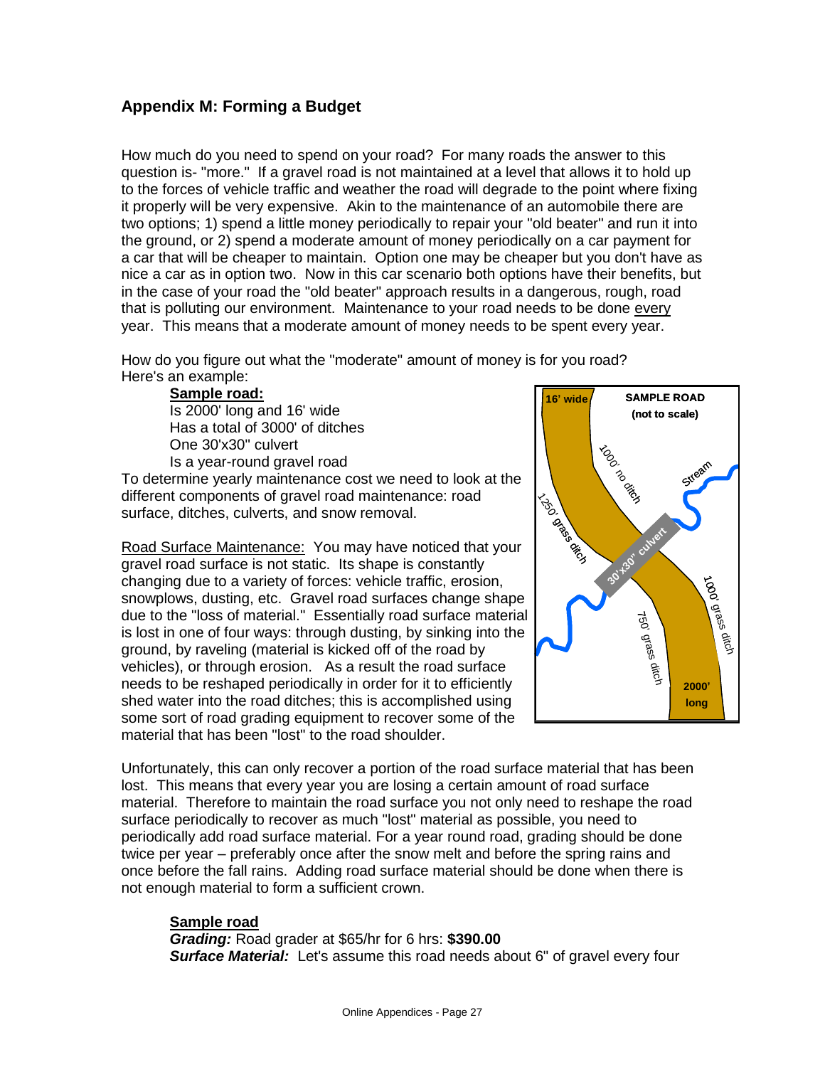## Appendix M: Forming a Budget

How much do you need to spend on your road? For many roads the answer to this question is- "more." If a gravel road is not maintained at a level that allows it to hold up to the forces of vehicle traffic and weather the road will degrade to the point where fixing it properly will be very expensive. Akin to the maintenance of an automobile there are two options; 1) spend a little money periodically to repair your "old beater" and run it into the ground, or 2) spend a moderate amount of money periodically on a car payment for a car that will be cheaper to maintain. Option one may be cheaper but you don't have as nice a car as in option two. Now in this car scenario both options have their benefits, but in the case of your road the "old beater" approach results in a dangerous, rough, road that is polluting our environment. Maintenance to your road needs to be done every year. This means that a moderate amount of money needs to be spent every year.

How do you figure out what the "moderate" amount of money is for you road? Here's an example:

**Sample road:**
Is 2000' long and 16' wide
Has a total of 3000' of ditches
One 30'x30" culvert
Is a year-round gravel road

To determine yearly maintenance cost we need to look at the different components of gravel road maintenance: road surface, ditches, culverts, and snow removal.

Road Surface Maintenance: You may have noticed that your gravel road surface is not static. Its shape is constantly changing due to a variety of forces: vehicle traffic, erosion, snowplows, dusting, etc. Gravel road surfaces change shape due to the "loss of material." Essentially road surface material is lost in one of four ways: through dusting, by sinking into the ground, by raveling (material is kicked off of the road by vehicles), or through erosion. As a result the road surface needs to be reshaped periodically in order for it to efficiently shed water into the road ditches; this is accomplished using some sort of road grading equipment to recover some of the material that has been "lost" to the road shoulder.

SAMPLE ROAD (not to scale): 16' wide; 1000' no ditch; 1250' grass ditch; Stream; 30'x30" culvert; 1000' grass ditch; 750' grass ditch; 2000' long

Unfortunately, this can only recover a portion of the road surface material that has been lost. This means that every year you are losing a certain amount of road surface material. Therefore to maintain the road surface you not only need to reshape the road surface periodically to recover as much "lost" material as possible, you need to periodically add road surface material. For a year round road, grading should be done twice per year – preferably once after the snow melt and before the spring rains and once before the fall rains. Adding road surface material should be done when there is not enough material to form a sufficient crown.

**Sample road**
***Grading:*** Road grader at $65/hr for 6 hrs: **$390.00**
***Surface Material:*** Let's assume this road needs about 6" of gravel every four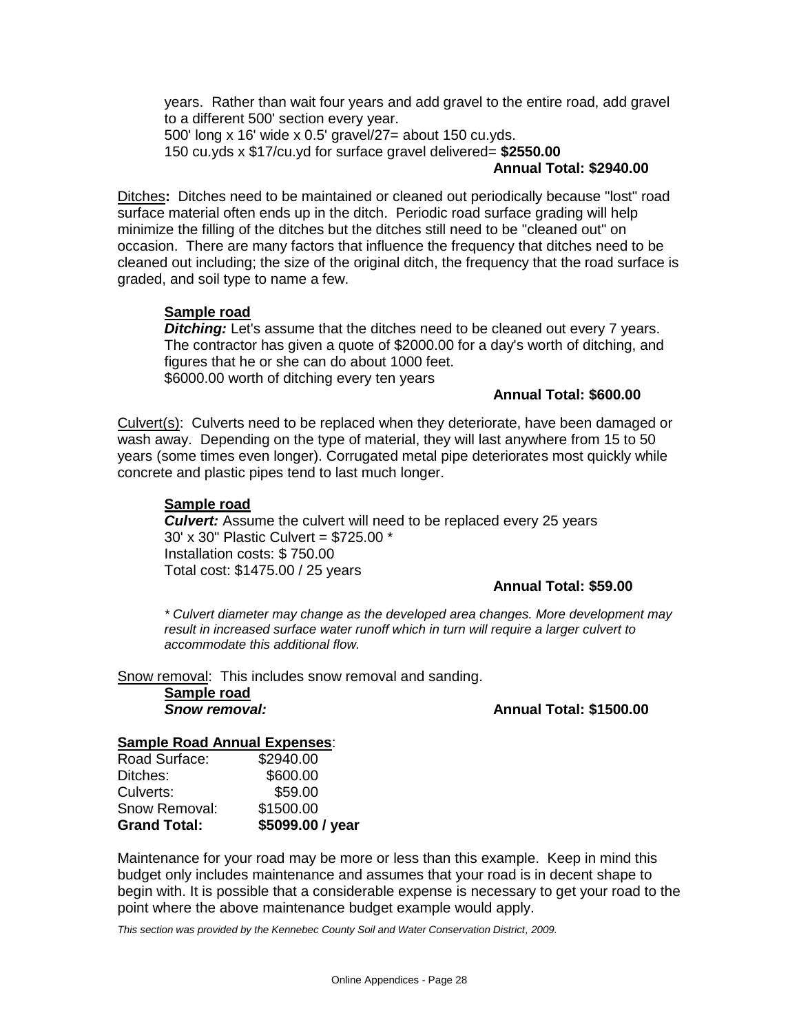years. Rather than wait four years and add gravel to the entire road, add gravel to a different 500' section every year.
500' long x 16' wide x 0.5' gravel/27= about 150 cu.yds.
150 cu.yds x $17/cu.yd for surface gravel delivered= **$2550.00**

**Annual Total: $2940.00**

Ditches**:** Ditches need to be maintained or cleaned out periodically because "lost" road surface material often ends up in the ditch. Periodic road surface grading will help minimize the filling of the ditches but the ditches still need to be "cleaned out" on occasion. There are many factors that influence the frequency that ditches need to be cleaned out including; the size of the original ditch, the frequency that the road surface is graded, and soil type to name a few.

**Sample road**

***Ditching:*** Let's assume that the ditches need to be cleaned out every 7 years. The contractor has given a quote of $2000.00 for a day's worth of ditching, and figures that he or she can do about 1000 feet.
$6000.00 worth of ditching every ten years

**Annual Total: $600.00**

Culvert(s): Culverts need to be replaced when they deteriorate, have been damaged or wash away. Depending on the type of material, they will last anywhere from 15 to 50 years (some times even longer). Corrugated metal pipe deteriorates most quickly while concrete and plastic pipes tend to last much longer.

**Sample road**

***Culvert:*** Assume the culvert will need to be replaced every 25 years
30' x 30" Plastic Culvert = $725.00 *
Installation costs: $ 750.00
Total cost: $1475.00 / 25 years

**Annual Total: $59.00**

*\* Culvert diameter may change as the developed area changes. More development may result in increased surface water runoff which in turn will require a larger culvert to accommodate this additional flow.*

Snow removal: This includes snow removal and sanding.

**Sample road**

***Snow removal:*** **Annual Total: $1500.00**

**Sample Road Annual Expenses**:

| | |
|---|---|
| Road Surface: | $2940.00 |
| Ditches: | $600.00 |
| Culverts: | $59.00 |
| Snow Removal: | $1500.00 |
| **Grand Total:** | **$5099.00 / year** |

Maintenance for your road may be more or less than this example. Keep in mind this budget only includes maintenance and assumes that your road is in decent shape to begin with. It is possible that a considerable expense is necessary to get your road to the point where the above maintenance budget example would apply.

*This section was provided by the Kennebec County Soil and Water Conservation District, 2009.*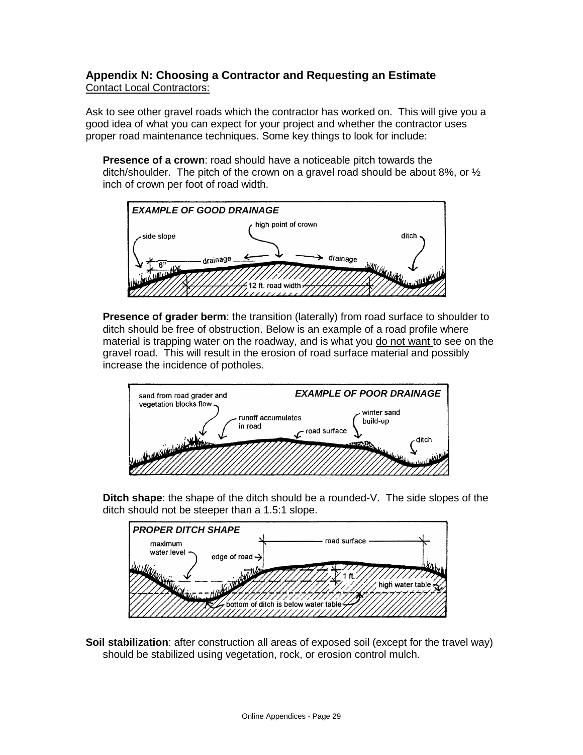## Appendix N: Choosing a Contractor and Requesting an Estimate

Contact Local Contractors:

Ask to see other gravel roads which the contractor has worked on. This will give you a good idea of what you can expect for your project and whether the contractor uses proper road maintenance techniques. Some key things to look for include:

**Presence of a crown**: road should have a noticeable pitch towards the ditch/shoulder. The pitch of the crown on a gravel road should be about 8%, or ½ inch of crown per foot of road width.

**Presence of grader berm**: the transition (laterally) from road surface to shoulder to ditch should be free of obstruction. Below is an example of a road profile where material is trapping water on the roadway, and is what you do not want to see on the gravel road. This will result in the erosion of road surface material and possibly increase the incidence of potholes.

**Ditch shape**: the shape of the ditch should be a rounded-V. The side slopes of the ditch should not be steeper than a 1.5:1 slope.

**Soil stabilization**: after construction all areas of exposed soil (except for the travel way) should be stabilized using vegetation, rock, or erosion control mulch.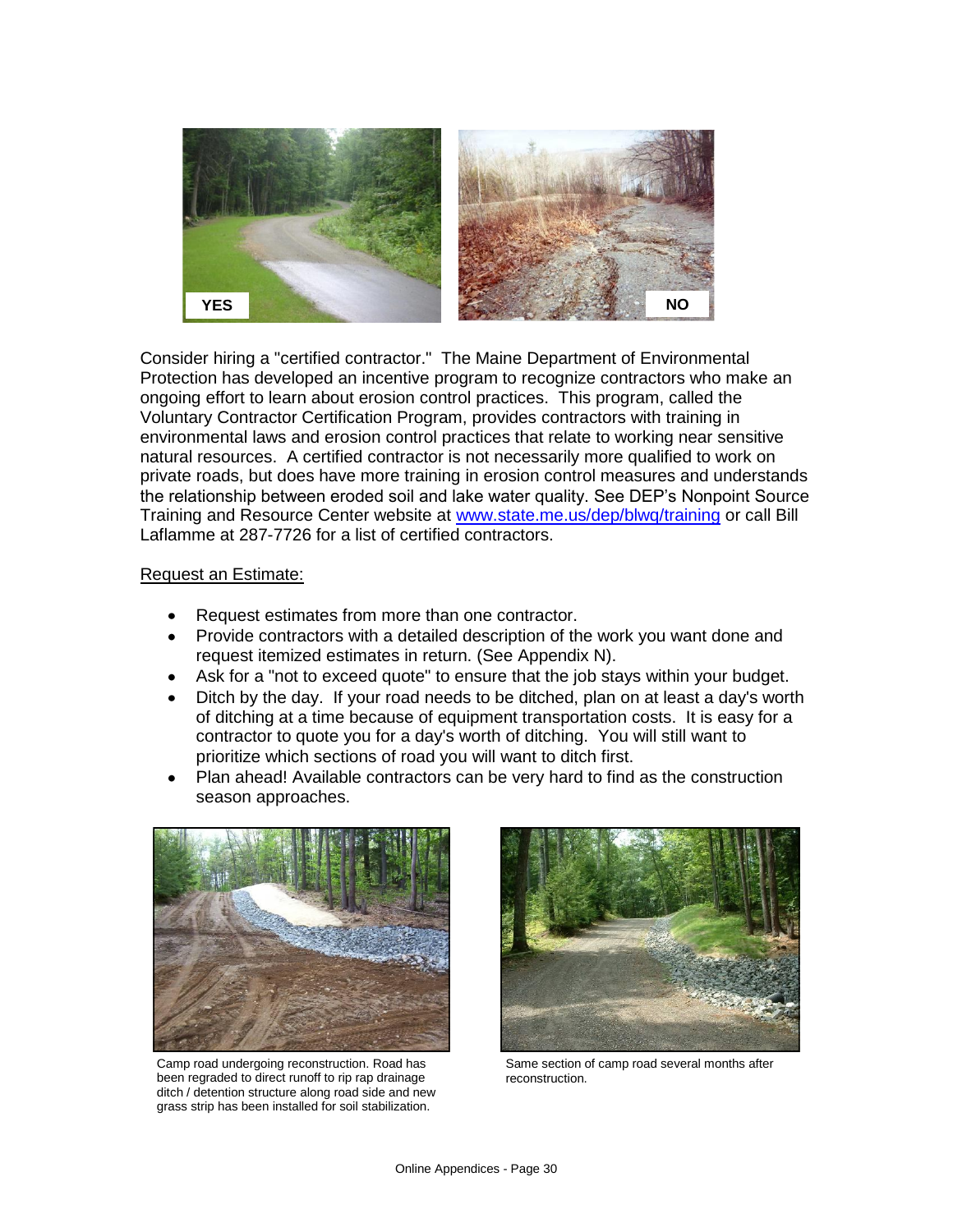YES

NO

Consider hiring a "certified contractor." The Maine Department of Environmental Protection has developed an incentive program to recognize contractors who make an ongoing effort to learn about erosion control practices. This program, called the Voluntary Contractor Certification Program, provides contractors with training in environmental laws and erosion control practices that relate to working near sensitive natural resources. A certified contractor is not necessarily more qualified to work on private roads, but does have more training in erosion control measures and understands the relationship between eroded soil and lake water quality. See DEP's Nonpoint Source Training and Resource Center website at [www.state.me.us/dep/blwq/training](http://www.state.me.us/dep/blwq/training) or call Bill Laflamme at 287-7726 for a list of certified contractors.

<u>Request an Estimate:</u>

- Request estimates from more than one contractor.
- Provide contractors with a detailed description of the work you want done and request itemized estimates in return. (See Appendix N).
- Ask for a "not to exceed quote" to ensure that the job stays within your budget.
- Ditch by the day. If your road needs to be ditched, plan on at least a day's worth of ditching at a time because of equipment transportation costs. It is easy for a contractor to quote you for a day's worth of ditching. You will still want to prioritize which sections of road you will want to ditch first.
- Plan ahead! Available contractors can be very hard to find as the construction season approaches.

Camp road undergoing reconstruction. Road has been regraded to direct runoff to rip rap drainage ditch / detention structure along road side and new grass strip has been installed for soil stabilization.

Same section of camp road several months after reconstruction.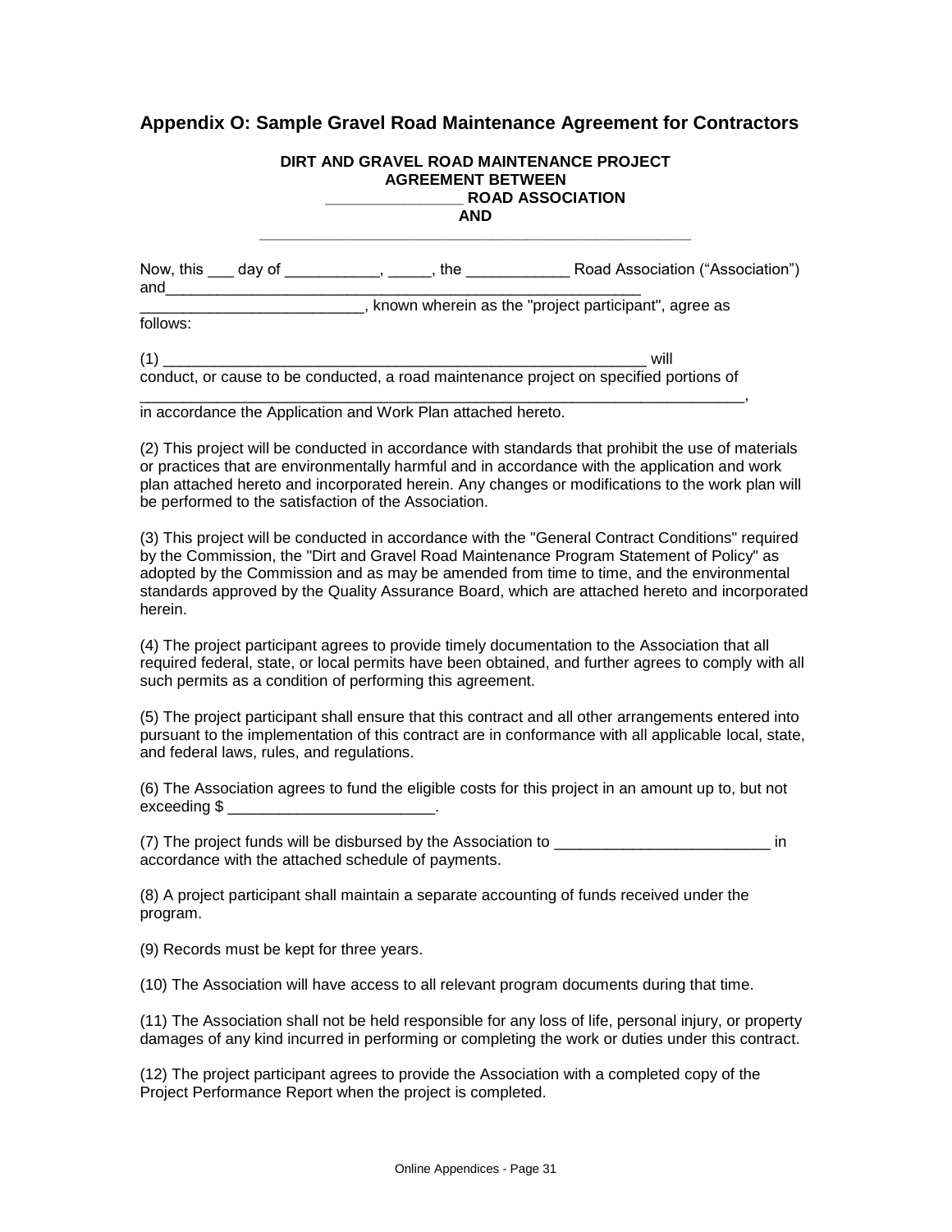## Appendix O: Sample Gravel Road Maintenance Agreement for Contractors

**DIRT AND GRAVEL ROAD MAINTENANCE PROJECT**
**AGREEMENT BETWEEN**
**_______________ ROAD ASSOCIATION**
**AND**
**_______________________________________________**

Now, this ___ day of ___________, _____, the ____________ Road Association ("Association") and________________________________________________________ _________________________, known wherein as the "project participant", agree as follows:

(1) ________________________________________________________ will conduct, or cause to be conducted, a road maintenance project on specified portions of _______________________________________________________________________, in accordance the Application and Work Plan attached hereto.

(2) This project will be conducted in accordance with standards that prohibit the use of materials or practices that are environmentally harmful and in accordance with the application and work plan attached hereto and incorporated herein. Any changes or modifications to the work plan will be performed to the satisfaction of the Association.

(3) This project will be conducted in accordance with the "General Contract Conditions" required by the Commission, the "Dirt and Gravel Road Maintenance Program Statement of Policy" as adopted by the Commission and as may be amended from time to time, and the environmental standards approved by the Quality Assurance Board, which are attached hereto and incorporated herein.

(4) The project participant agrees to provide timely documentation to the Association that all required federal, state, or local permits have been obtained, and further agrees to comply with all such permits as a condition of performing this agreement.

(5) The project participant shall ensure that this contract and all other arrangements entered into pursuant to the implementation of this contract are in conformance with all applicable local, state, and federal laws, rules, and regulations.

(6) The Association agrees to fund the eligible costs for this project in an amount up to, but not exceeding $ ________________________.

(7) The project funds will be disbursed by the Association to _________________________ in accordance with the attached schedule of payments.

(8) A project participant shall maintain a separate accounting of funds received under the program.

(9) Records must be kept for three years.

(10) The Association will have access to all relevant program documents during that time.

(11) The Association shall not be held responsible for any loss of life, personal injury, or property damages of any kind incurred in performing or completing the work or duties under this contract.

(12) The project participant agrees to provide the Association with a completed copy of the Project Performance Report when the project is completed.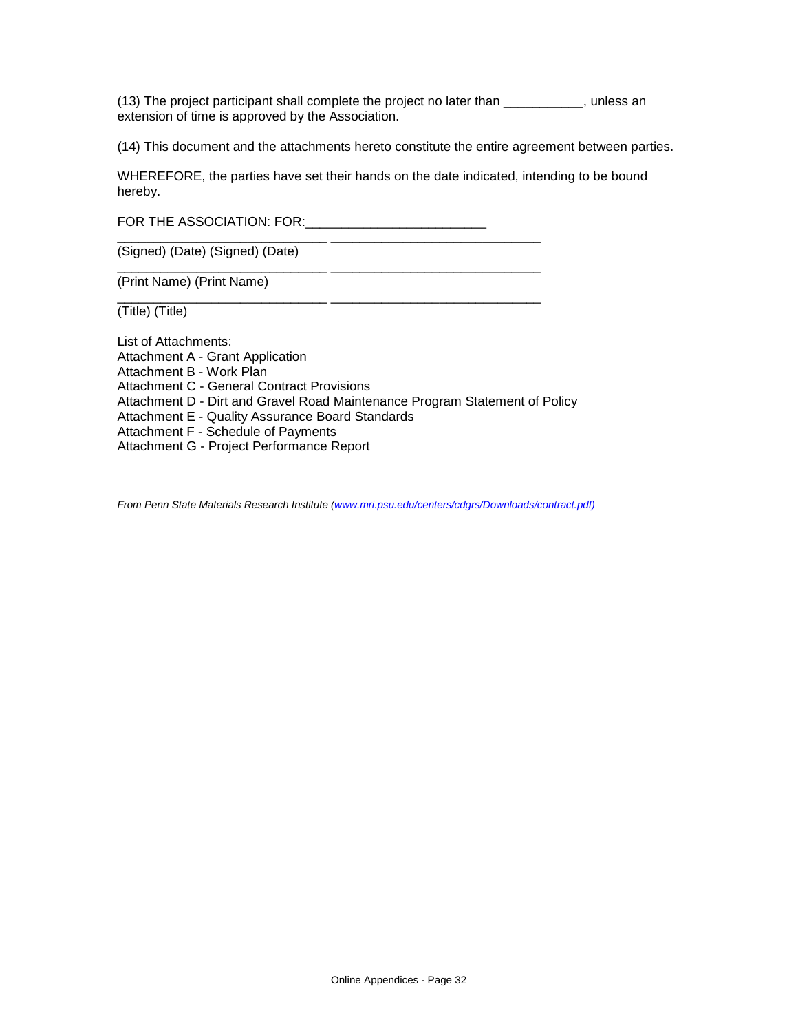(13) The project participant shall complete the project no later than ___________, unless an extension of time is approved by the Association.

(14) This document and the attachments hereto constitute the entire agreement between parties.

WHEREFORE, the parties have set their hands on the date indicated, intending to be bound hereby.

FOR THE ASSOCIATION: FOR:_________________________

_____________________________ _____________________________
(Signed) (Date) (Signed) (Date)

_____________________________ _____________________________
(Print Name) (Print Name)

_____________________________ _____________________________
(Title) (Title)

List of Attachments:
Attachment A - Grant Application
Attachment B - Work Plan
Attachment C - General Contract Provisions
Attachment D - Dirt and Gravel Road Maintenance Program Statement of Policy
Attachment E - Quality Assurance Board Standards
Attachment F - Schedule of Payments
Attachment G - Project Performance Report

*From Penn State Materials Research Institute (www.mri.psu.edu/centers/cdgrs/Downloads/contract.pdf)*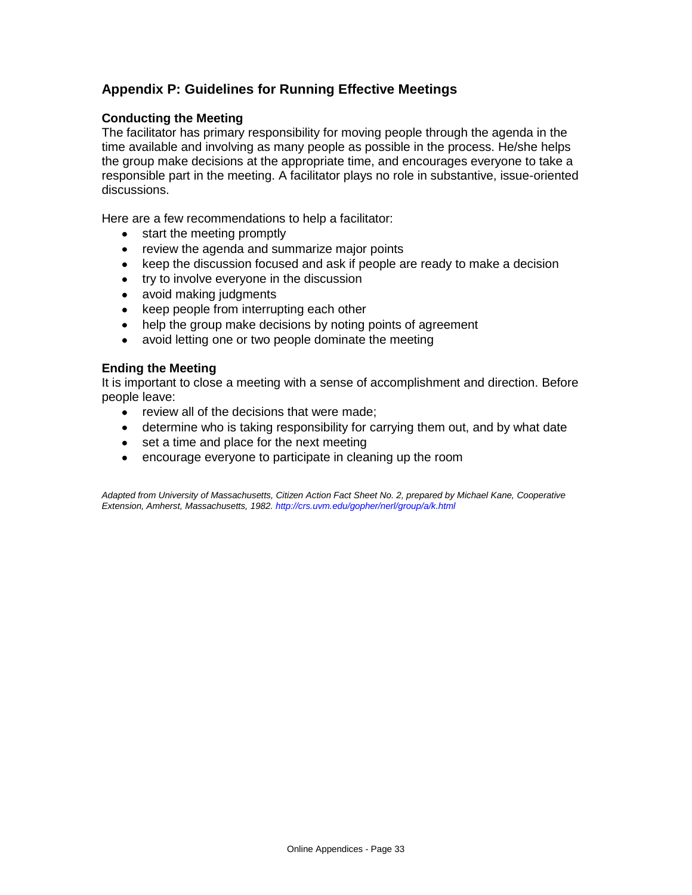## Appendix P: Guidelines for Running Effective Meetings

### Conducting the Meeting

The facilitator has primary responsibility for moving people through the agenda in the time available and involving as many people as possible in the process. He/she helps the group make decisions at the appropriate time, and encourages everyone to take a responsible part in the meeting. A facilitator plays no role in substantive, issue-oriented discussions.

Here are a few recommendations to help a facilitator:

- start the meeting promptly
- review the agenda and summarize major points
- keep the discussion focused and ask if people are ready to make a decision
- try to involve everyone in the discussion
- avoid making judgments
- keep people from interrupting each other
- help the group make decisions by noting points of agreement
- avoid letting one or two people dominate the meeting

### Ending the Meeting

It is important to close a meeting with a sense of accomplishment and direction. Before people leave:

- review all of the decisions that were made;
- determine who is taking responsibility for carrying them out, and by what date
- set a time and place for the next meeting
- encourage everyone to participate in cleaning up the room

*Adapted from University of Massachusetts, Citizen Action Fact Sheet No. 2, prepared by Michael Kane, Cooperative Extension, Amherst, Massachusetts, 1982. http://crs.uvm.edu/gopher/nerl/group/a/k.html*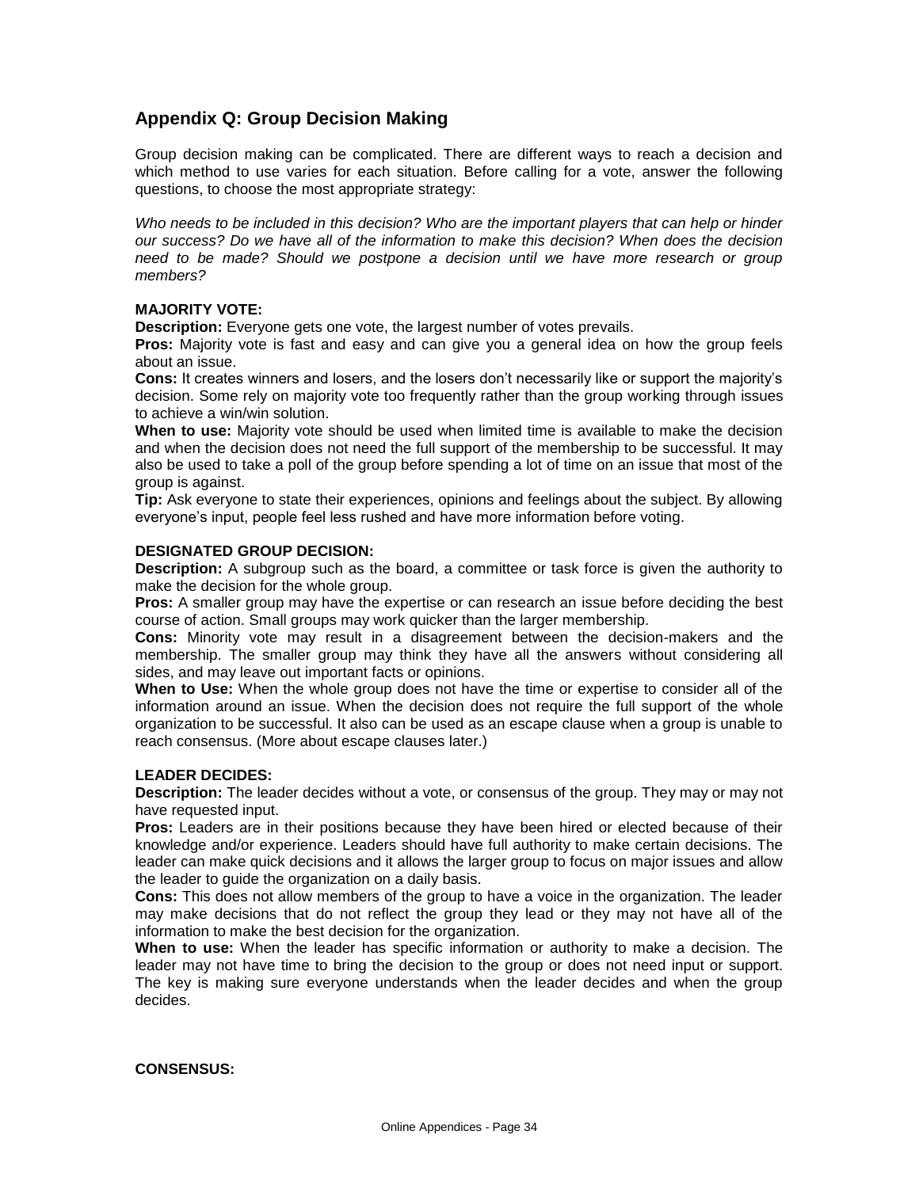## Appendix Q: Group Decision Making

Group decision making can be complicated. There are different ways to reach a decision and which method to use varies for each situation. Before calling for a vote, answer the following questions, to choose the most appropriate strategy:

*Who needs to be included in this decision? Who are the important players that can help or hinder our success? Do we have all of the information to make this decision? When does the decision need to be made? Should we postpone a decision until we have more research or group members?*

**MAJORITY VOTE:**

**Description:** Everyone gets one vote, the largest number of votes prevails.

**Pros:** Majority vote is fast and easy and can give you a general idea on how the group feels about an issue.

**Cons:** It creates winners and losers, and the losers don't necessarily like or support the majority's decision. Some rely on majority vote too frequently rather than the group working through issues to achieve a win/win solution.

**When to use:** Majority vote should be used when limited time is available to make the decision and when the decision does not need the full support of the membership to be successful. It may also be used to take a poll of the group before spending a lot of time on an issue that most of the group is against.

**Tip:** Ask everyone to state their experiences, opinions and feelings about the subject. By allowing everyone's input, people feel less rushed and have more information before voting.

**DESIGNATED GROUP DECISION:**

**Description:** A subgroup such as the board, a committee or task force is given the authority to make the decision for the whole group.

**Pros:** A smaller group may have the expertise or can research an issue before deciding the best course of action. Small groups may work quicker than the larger membership.

**Cons:** Minority vote may result in a disagreement between the decision-makers and the membership. The smaller group may think they have all the answers without considering all sides, and may leave out important facts or opinions.

**When to Use:** When the whole group does not have the time or expertise to consider all of the information around an issue. When the decision does not require the full support of the whole organization to be successful. It also can be used as an escape clause when a group is unable to reach consensus. (More about escape clauses later.)

**LEADER DECIDES:**

**Description:** The leader decides without a vote, or consensus of the group. They may or may not have requested input.

**Pros:** Leaders are in their positions because they have been hired or elected because of their knowledge and/or experience. Leaders should have full authority to make certain decisions. The leader can make quick decisions and it allows the larger group to focus on major issues and allow the leader to guide the organization on a daily basis.

**Cons:** This does not allow members of the group to have a voice in the organization. The leader may make decisions that do not reflect the group they lead or they may not have all of the information to make the best decision for the organization.

**When to use:** When the leader has specific information or authority to make a decision. The leader may not have time to bring the decision to the group or does not need input or support. The key is making sure everyone understands when the leader decides and when the group decides.

**CONSENSUS:**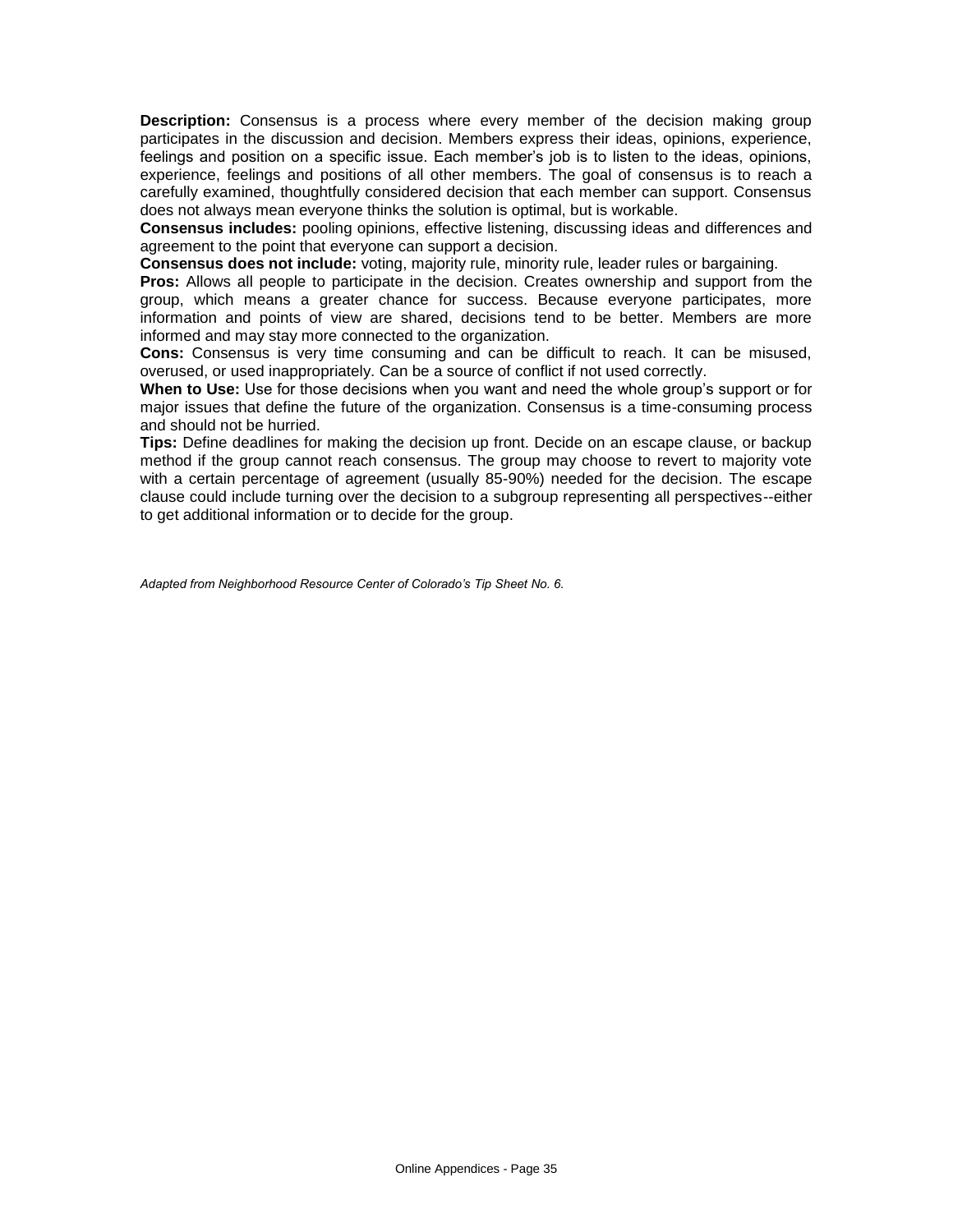**Description:** Consensus is a process where every member of the decision making group participates in the discussion and decision. Members express their ideas, opinions, experience, feelings and position on a specific issue. Each member's job is to listen to the ideas, opinions, experience, feelings and positions of all other members. The goal of consensus is to reach a carefully examined, thoughtfully considered decision that each member can support. Consensus does not always mean everyone thinks the solution is optimal, but is workable.

**Consensus includes:** pooling opinions, effective listening, discussing ideas and differences and agreement to the point that everyone can support a decision.

**Consensus does not include:** voting, majority rule, minority rule, leader rules or bargaining.

**Pros:** Allows all people to participate in the decision. Creates ownership and support from the group, which means a greater chance for success. Because everyone participates, more information and points of view are shared, decisions tend to be better. Members are more informed and may stay more connected to the organization.

**Cons:** Consensus is very time consuming and can be difficult to reach. It can be misused, overused, or used inappropriately. Can be a source of conflict if not used correctly.

**When to Use:** Use for those decisions when you want and need the whole group's support or for major issues that define the future of the organization. Consensus is a time-consuming process and should not be hurried.

**Tips:** Define deadlines for making the decision up front. Decide on an escape clause, or backup method if the group cannot reach consensus. The group may choose to revert to majority vote with a certain percentage of agreement (usually 85-90%) needed for the decision. The escape clause could include turning over the decision to a subgroup representing all perspectives--either to get additional information or to decide for the group.

*Adapted from Neighborhood Resource Center of Colorado's Tip Sheet No. 6.*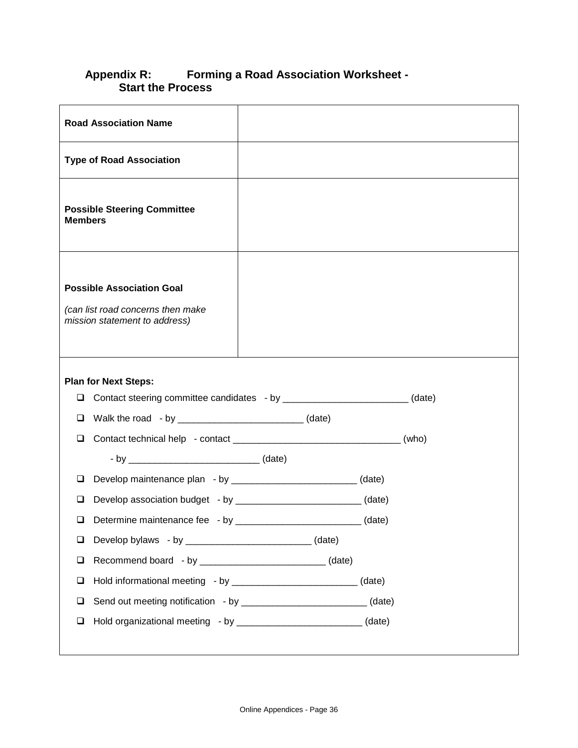## Appendix R: Forming a Road Association Worksheet - Start the Process

| | |
|---|---|
| **Road Association Name** | |
| **Type of Road Association** | |
| **Possible Steering Committee Members** | |
| **Possible Association Goal**<br>*(can list road concerns then make mission statement to address)* | |

**Plan for Next Steps:**

- ❑ Contact steering committee candidates - by ________________________ (date)
- ❑ Walk the road - by ________________________ (date)
- ❑ Contact technical help - contact ________________________________ (who)
  - by ________________________ (date)
- ❑ Develop maintenance plan - by ________________________ (date)
- ❑ Develop association budget - by ________________________ (date)
- ❑ Determine maintenance fee - by ________________________ (date)
- ❑ Develop bylaws - by ________________________ (date)
- ❑ Recommend board - by ________________________ (date)
- ❑ Hold informational meeting - by ________________________ (date)
- ❑ Send out meeting notification - by ________________________ (date)
- ❑ Hold organizational meeting - by ________________________ (date)